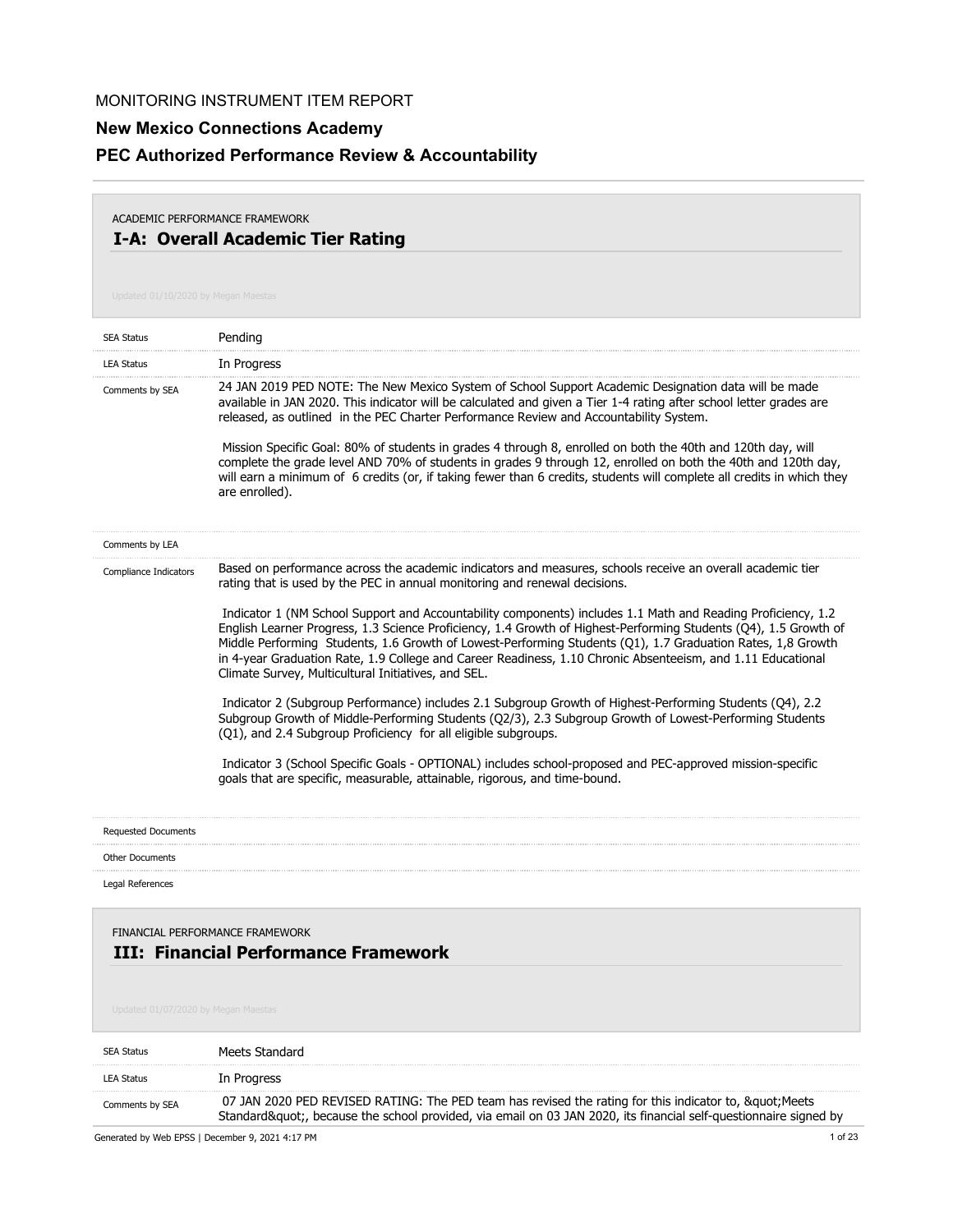MONITORING INSTRUMENT ITEM REPORT

## New Mexico Connections Academy

## PEC Authorized Performance Review & Accountability

ACADEMIC PERFORMANCE FRAMEWORK

### I-A: Overall Academic Tier Rating

Updated 01/10/2020 by Megan Maestas

| | |
|---|---|
| SEA Status | Pending |
| LEA Status | In Progress |
| Comments by SEA | 24 JAN 2019 PED NOTE: The New Mexico System of School Support Academic Designation data will be made available in JAN 2020. This indicator will be calculated and given a Tier 1-4 rating after school letter grades are released, as outlined in the PEC Charter Performance Review and Accountability System.<br><br>Mission Specific Goal: 80% of students in grades 4 through 8, enrolled on both the 40th and 120th day, will complete the grade level AND 70% of students in grades 9 through 12, enrolled on both the 40th and 120th day, will earn a minimum of 6 credits (or, if taking fewer than 6 credits, students will complete all credits in which they are enrolled). |
| Comments by LEA | |
| Compliance Indicators | Based on performance across the academic indicators and measures, schools receive an overall academic tier rating that is used by the PEC in annual monitoring and renewal decisions.<br><br>Indicator 1 (NM School Support and Accountability components) includes 1.1 Math and Reading Proficiency, 1.2 English Learner Progress, 1.3 Science Proficiency, 1.4 Growth of Highest-Performing Students (Q4), 1.5 Growth of Middle Performing Students, 1.6 Growth of Lowest-Performing Students (Q1), 1.7 Graduation Rates, 1,8 Growth in 4-year Graduation Rate, 1.9 College and Career Readiness, 1.10 Chronic Absenteeism, and 1.11 Educational Climate Survey, Multicultural Initiatives, and SEL.<br><br>Indicator 2 (Subgroup Performance) includes 2.1 Subgroup Growth of Highest-Performing Students (Q4), 2.2 Subgroup Growth of Middle-Performing Students (Q2/3), 2.3 Subgroup Growth of Lowest-Performing Students (Q1), and 2.4 Subgroup Proficiency for all eligible subgroups.<br><br>Indicator 3 (School Specific Goals - OPTIONAL) includes school-proposed and PEC-approved mission-specific goals that are specific, measurable, attainable, rigorous, and time-bound. |
| Requested Documents | |
| Other Documents | |
| Legal References | |

FINANCIAL PERFORMANCE FRAMEWORK

### III: Financial Performance Framework

Updated 01/07/2020 by Megan Maestas

| | |
|---|---|
| SEA Status | Meets Standard |
| LEA Status | In Progress |
| Comments by SEA | 07 JAN 2020 PED REVISED RATING: The PED team has revised the rating for this indicator to, &quot;Meets Standard&quot;, because the school provided, via email on 03 JAN 2020, its financial self-questionnaire signed by |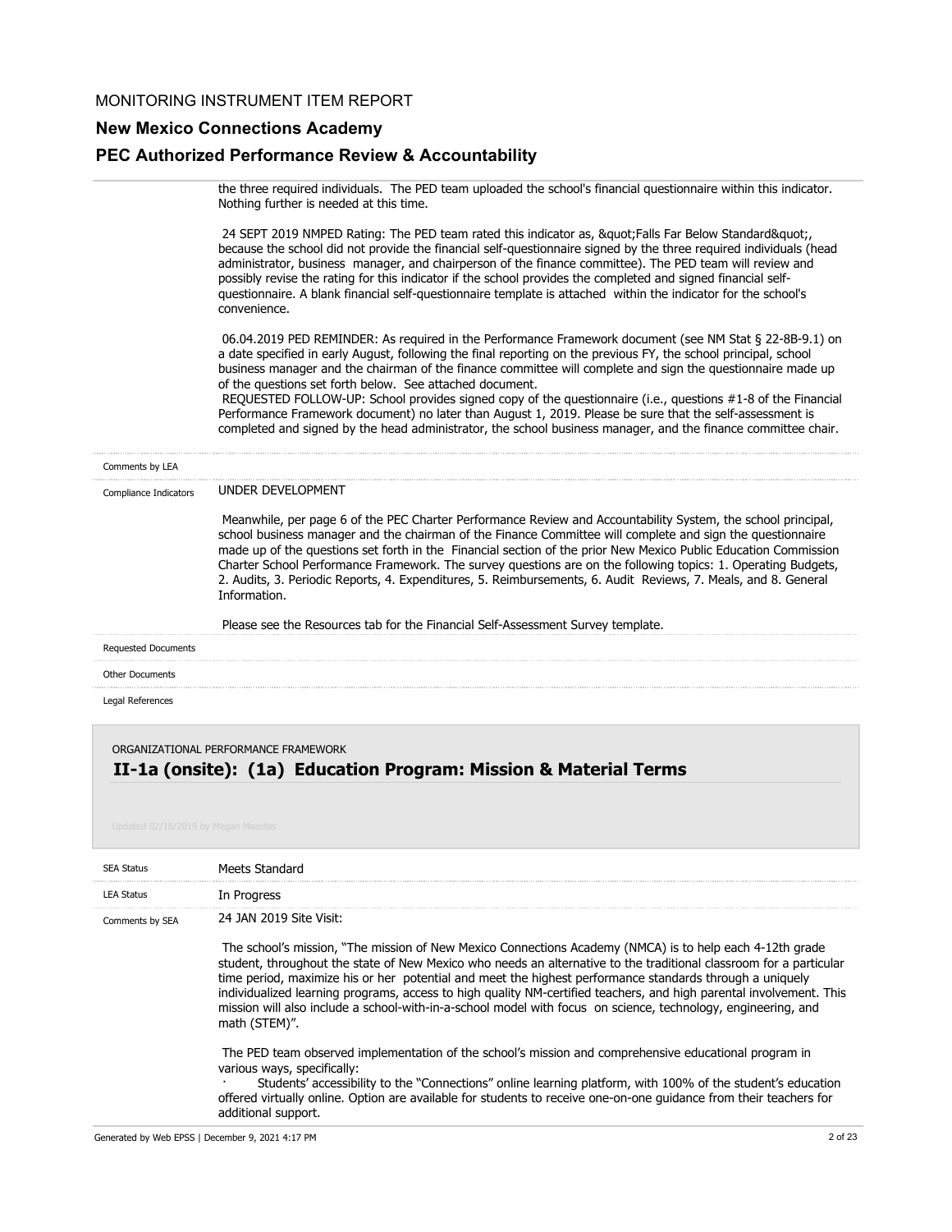the three required individuals. The PED team uploaded the school's financial questionnaire within this indicator. Nothing further is needed at this time.

24 SEPT 2019 NMPED Rating: The PED team rated this indicator as, &quot;Falls Far Below Standard&quot;, because the school did not provide the financial self-questionnaire signed by the three required individuals (head administrator, business manager, and chairperson of the finance committee). The PED team will review and possibly revise the rating for this indicator if the school provides the completed and signed financial self-questionnaire. A blank financial self-questionnaire template is attached within the indicator for the school's convenience.

06.04.2019 PED REMINDER: As required in the Performance Framework document (see NM Stat § 22-8B-9.1) on a date specified in early August, following the final reporting on the previous FY, the school principal, school business manager and the chairman of the finance committee will complete and sign the questionnaire made up of the questions set forth below. See attached document.
REQUESTED FOLLOW-UP: School provides signed copy of the questionnaire (i.e., questions #1-8 of the Financial Performance Framework document) no later than August 1, 2019. Please be sure that the self-assessment is completed and signed by the head administrator, the school business manager, and the finance committee chair.

| | |
|---|---|
| Comments by LEA | |
| Compliance Indicators | UNDER DEVELOPMENT<br><br>Meanwhile, per page 6 of the PEC Charter Performance Review and Accountability System, the school principal, school business manager and the chairman of the Finance Committee will complete and sign the questionnaire made up of the questions set forth in the Financial section of the prior New Mexico Public Education Commission Charter School Performance Framework. The survey questions are on the following topics: 1. Operating Budgets, 2. Audits, 3. Periodic Reports, 4. Expenditures, 5. Reimbursements, 6. Audit Reviews, 7. Meals, and 8. General Information.<br><br>Please see the Resources tab for the Financial Self-Assessment Survey template. |
| Requested Documents | |
| Other Documents | |
| Legal References | |

ORGANIZATIONAL PERFORMANCE FRAMEWORK

## II-1a (onsite): (1a) Education Program: Mission & Material Terms

Updated 02/18/2019 by Megan Maestas

| | |
|---|---|
| SEA Status | Meets Standard |
| LEA Status | In Progress |
| Comments by SEA | 24 JAN 2019 Site Visit:<br><br>The school's mission, "The mission of New Mexico Connections Academy (NMCA) is to help each 4-12th grade student, throughout the state of New Mexico who needs an alternative to the traditional classroom for a particular time period, maximize his or her potential and meet the highest performance standards through a uniquely individualized learning programs, access to high quality NM-certified teachers, and high parental involvement. This mission will also include a school-with-in-a-school model with focus on science, technology, engineering, and math (STEM)".<br><br>The PED team observed implementation of the school's mission and comprehensive educational program in various ways, specifically:<br>· Students' accessibility to the "Connections" online learning platform, with 100% of the student's education offered virtually online. Option are available for students to receive one-on-one guidance from their teachers for additional support. |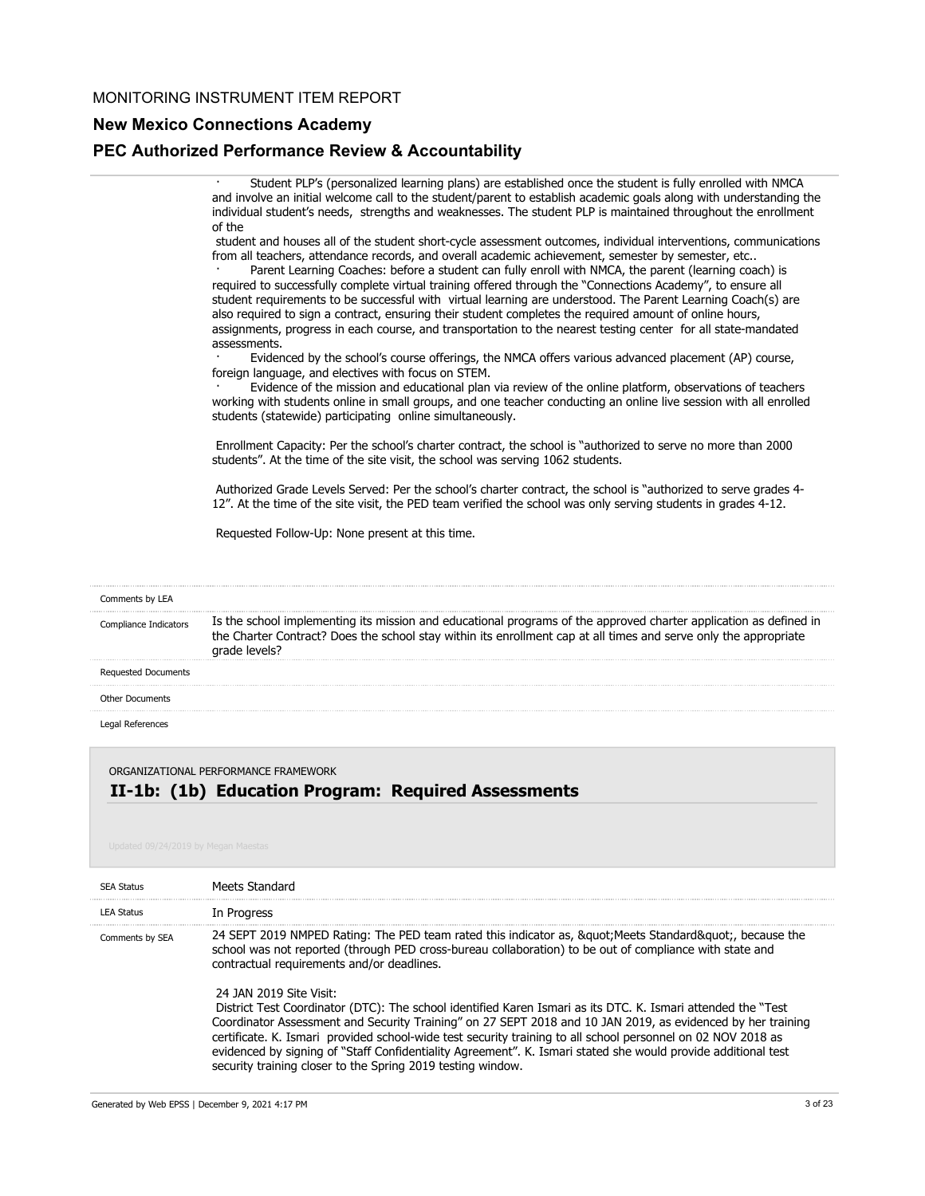MONITORING INSTRUMENT ITEM REPORT

**New Mexico Connections Academy**

**PEC Authorized Performance Review & Accountability**

· Student PLP's (personalized learning plans) are established once the student is fully enrolled with NMCA and involve an initial welcome call to the student/parent to establish academic goals along with understanding the individual student's needs, strengths and weaknesses. The student PLP is maintained throughout the enrollment of the student and houses all of the student short-cycle assessment outcomes, individual interventions, communications from all teachers, attendance records, and overall academic achievement, semester by semester, etc..

· Parent Learning Coaches: before a student can fully enroll with NMCA, the parent (learning coach) is required to successfully complete virtual training offered through the "Connections Academy", to ensure all student requirements to be successful with virtual learning are understood. The Parent Learning Coach(s) are also required to sign a contract, ensuring their student completes the required amount of online hours, assignments, progress in each course, and transportation to the nearest testing center for all state-mandated assessments.

· Evidenced by the school's course offerings, the NMCA offers various advanced placement (AP) course, foreign language, and electives with focus on STEM.

· Evidence of the mission and educational plan via review of the online platform, observations of teachers working with students online in small groups, and one teacher conducting an online live session with all enrolled students (statewide) participating online simultaneously.

Enrollment Capacity: Per the school's charter contract, the school is "authorized to serve no more than 2000 students". At the time of the site visit, the school was serving 1062 students.

Authorized Grade Levels Served: Per the school's charter contract, the school is "authorized to serve grades 4-12". At the time of the site visit, the PED team verified the school was only serving students in grades 4-12.

Requested Follow-Up: None present at this time.

| | |
|---|---|
| Comments by LEA | |
| Compliance Indicators | Is the school implementing its mission and educational programs of the approved charter application as defined in the Charter Contract? Does the school stay within its enrollment cap at all times and serve only the appropriate grade levels? |
| Requested Documents | |
| Other Documents | |
| Legal References | |

ORGANIZATIONAL PERFORMANCE FRAMEWORK

## II-1b: (1b) Education Program: Required Assessments

Updated 09/24/2019 by Megan Maestas

| | |
|---|---|
| SEA Status | Meets Standard |
| LEA Status | In Progress |
| Comments by SEA | 24 SEPT 2019 NMPED Rating: The PED team rated this indicator as, &quot;Meets Standard&quot;, because the school was not reported (through PED cross-bureau collaboration) to be out of compliance with state and contractual requirements and/or deadlines. |

24 JAN 2019 Site Visit:

District Test Coordinator (DTC): The school identified Karen Ismari as its DTC. K. Ismari attended the "Test Coordinator Assessment and Security Training" on 27 SEPT 2018 and 10 JAN 2019, as evidenced by her training certificate. K. Ismari provided school-wide test security training to all school personnel on 02 NOV 2018 as evidenced by signing of "Staff Confidentiality Agreement". K. Ismari stated she would provide additional test security training closer to the Spring 2019 testing window.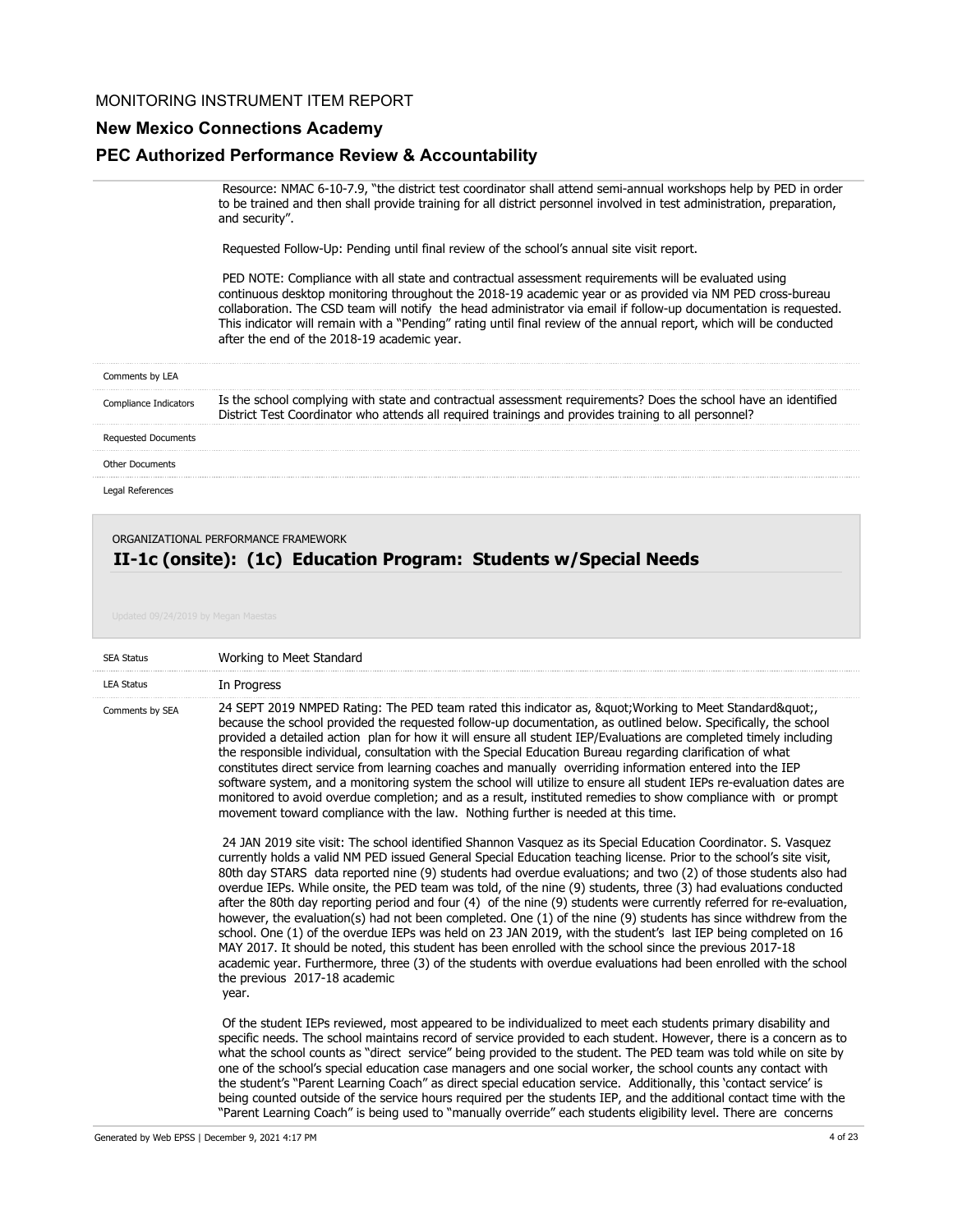Resource: NMAC 6-10-7.9, "the district test coordinator shall attend semi-annual workshops help by PED in order to be trained and then shall provide training for all district personnel involved in test administration, preparation, and security".

Requested Follow-Up: Pending until final review of the school's annual site visit report.

PED NOTE: Compliance with all state and contractual assessment requirements will be evaluated using continuous desktop monitoring throughout the 2018-19 academic year or as provided via NM PED cross-bureau collaboration. The CSD team will notify the head administrator via email if follow-up documentation is requested. This indicator will remain with a "Pending" rating until final review of the annual report, which will be conducted after the end of the 2018-19 academic year.

| | |
|---|---|
| Comments by LEA | |
| Compliance Indicators | Is the school complying with state and contractual assessment requirements? Does the school have an identified District Test Coordinator who attends all required trainings and provides training to all personnel? |
| Requested Documents | |
| Other Documents | |
| Legal References | |

ORGANIZATIONAL PERFORMANCE FRAMEWORK

## II-1c (onsite): (1c) Education Program: Students w/Special Needs

Updated 09/24/2019 by Megan Maestas

| | |
|---|---|
| SEA Status | Working to Meet Standard |
| LEA Status | In Progress |

**Comments by SEA**

24 SEPT 2019 NMPED Rating: The PED team rated this indicator as, &quot;Working to Meet Standard&quot;, because the school provided the requested follow-up documentation, as outlined below. Specifically, the school provided a detailed action plan for how it will ensure all student IEP/Evaluations are completed timely including the responsible individual, consultation with the Special Education Bureau regarding clarification of what constitutes direct service from learning coaches and manually overriding information entered into the IEP software system, and a monitoring system the school will utilize to ensure all student IEPs re-evaluation dates are monitored to avoid overdue completion; and as a result, instituted remedies to show compliance with or prompt movement toward compliance with the law. Nothing further is needed at this time.

24 JAN 2019 site visit: The school identified Shannon Vasquez as its Special Education Coordinator. S. Vasquez currently holds a valid NM PED issued General Special Education teaching license. Prior to the school's site visit, 80th day STARS data reported nine (9) students had overdue evaluations; and two (2) of those students also had overdue IEPs. While onsite, the PED team was told, of the nine (9) students, three (3) had evaluations conducted after the 80th day reporting period and four (4) of the nine (9) students were currently referred for re-evaluation, however, the evaluation(s) had not been completed. One (1) of the nine (9) students has since withdrew from the school. One (1) of the overdue IEPs was held on 23 JAN 2019, with the student's last IEP being completed on 16 MAY 2017. It should be noted, this student has been enrolled with the school since the previous 2017-18 academic year. Furthermore, three (3) of the students with overdue evaluations had been enrolled with the school the previous 2017-18 academic year.

Of the student IEPs reviewed, most appeared to be individualized to meet each students primary disability and specific needs. The school maintains record of service provided to each student. However, there is a concern as to what the school counts as "direct service" being provided to the student. The PED team was told while on site by one of the school's special education case managers and one social worker, the school counts any contact with the student's "Parent Learning Coach" as direct special education service. Additionally, this 'contact service' is being counted outside of the service hours required per the students IEP, and the additional contact time with the "Parent Learning Coach" is being used to "manually override" each students eligibility level. There are concerns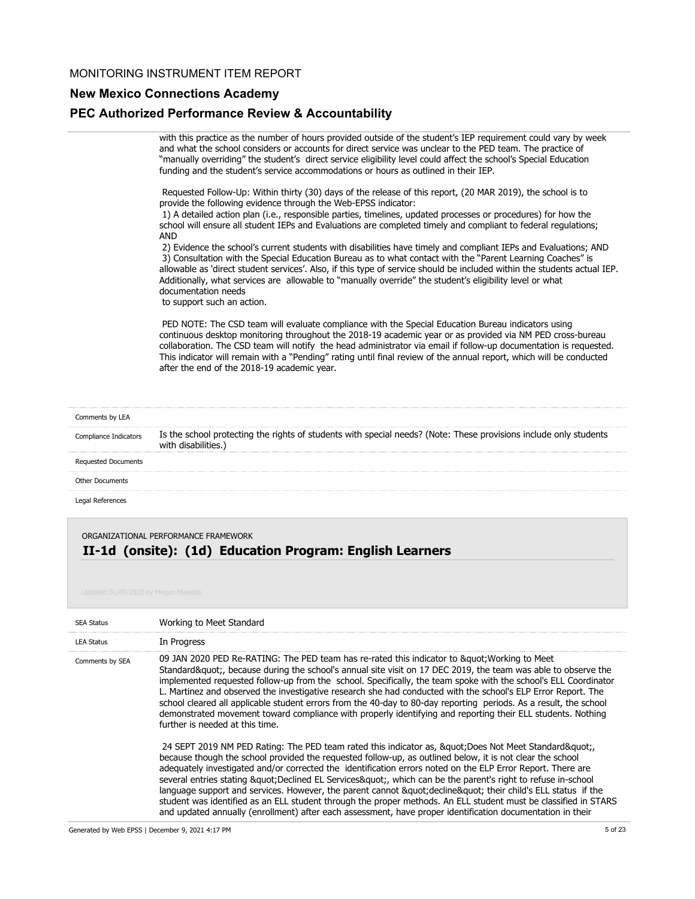with this practice as the number of hours provided outside of the student's IEP requirement could vary by week and what the school considers or accounts for direct service was unclear to the PED team. The practice of "manually overriding" the student's direct service eligibility level could affect the school's Special Education funding and the student's service accommodations or hours as outlined in their IEP.

Requested Follow-Up: Within thirty (30) days of the release of this report, (20 MAR 2019), the school is to provide the following evidence through the Web-EPSS indicator:
1) A detailed action plan (i.e., responsible parties, timelines, updated processes or procedures) for how the school will ensure all student IEPs and Evaluations are completed timely and compliant to federal regulations; AND
2) Evidence the school's current students with disabilities have timely and compliant IEPs and Evaluations; AND
3) Consultation with the Special Education Bureau as to what contact with the "Parent Learning Coaches" is allowable as 'direct student services'. Also, if this type of service should be included within the students actual IEP. Additionally, what services are allowable to "manually override" the student's eligibility level or what documentation needs
to support such an action.

PED NOTE: The CSD team will evaluate compliance with the Special Education Bureau indicators using continuous desktop monitoring throughout the 2018-19 academic year or as provided via NM PED cross-bureau collaboration. The CSD team will notify the head administrator via email if follow-up documentation is requested. This indicator will remain with a "Pending" rating until final review of the annual report, which will be conducted after the end of the 2018-19 academic year.

| | |
|---|---|
| Comments by LEA | |
| Compliance Indicators | Is the school protecting the rights of students with special needs? (Note: These provisions include only students with disabilities.) |
| Requested Documents | |
| Other Documents | |
| Legal References | |

ORGANIZATIONAL PERFORMANCE FRAMEWORK

## II-1d (onsite): (1d) Education Program: English Learners

Updated 01/09/2020 by Megan Maestas

| | |
|---|---|
| SEA Status | Working to Meet Standard |
| LEA Status | In Progress |
| Comments by SEA | 09 JAN 2020 PED Re-RATING: The PED team has re-rated this indicator to &quot;Working to Meet Standard&quot;, because during the school's annual site visit on 17 DEC 2019, the team was able to observe the implemented requested follow-up from the school. Specifically, the team spoke with the school's ELL Coordinator L. Martinez and observed the investigative research she had conducted with the school's ELP Error Report. The school cleared all applicable student errors from the 40-day to 80-day reporting periods. As a result, the school demonstrated movement toward compliance with properly identifying and reporting their ELL students. Nothing further is needed at this time.<br><br>24 SEPT 2019 NM PED Rating: The PED team rated this indicator as, &quot;Does Not Meet Standard&quot;, because though the school provided the requested follow-up, as outlined below, it is not clear the school adequately investigated and/or corrected the identification errors noted on the ELP Error Report. There are several entries stating &quot;Declined EL Services&quot;, which can be the parent's right to refuse in-school language support and services. However, the parent cannot &quot;decline&quot; their child's ELL status if the student was identified as an ELL student through the proper methods. An ELL student must be classified in STARS and updated annually (enrollment) after each assessment, have proper identification documentation in their |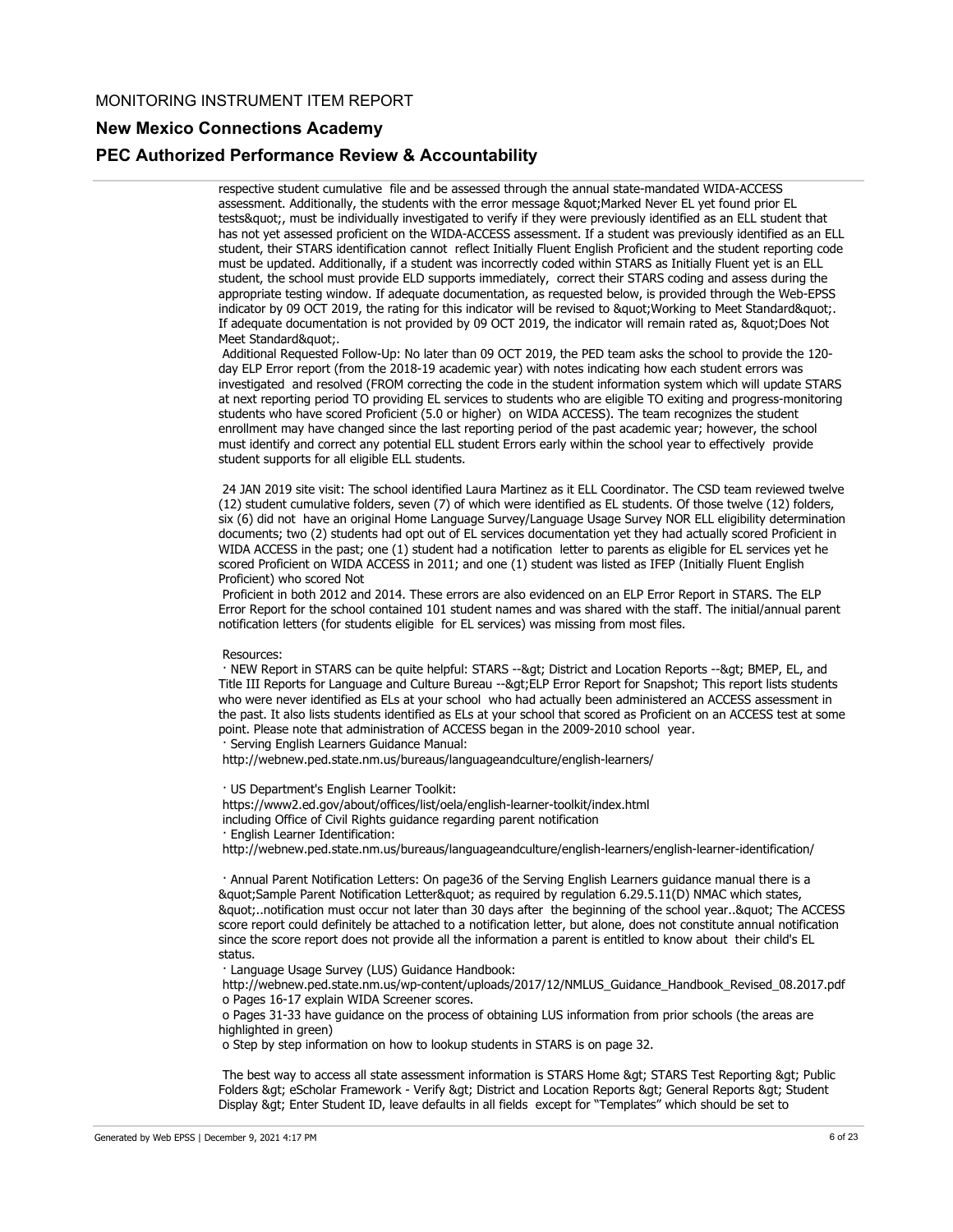respective student cumulative file and be assessed through the annual state-mandated WIDA-ACCESS assessment. Additionally, the students with the error message &quot;Marked Never EL yet found prior EL tests&quot;, must be individually investigated to verify if they were previously identified as an ELL student that has not yet assessed proficient on the WIDA-ACCESS assessment. If a student was previously identified as an ELL student, their STARS identification cannot reflect Initially Fluent English Proficient and the student reporting code must be updated. Additionally, if a student was incorrectly coded within STARS as Initially Fluent yet is an ELL student, the school must provide ELD supports immediately, correct their STARS coding and assess during the appropriate testing window. If adequate documentation, as requested below, is provided through the Web-EPSS indicator by 09 OCT 2019, the rating for this indicator will be revised to &quot;Working to Meet Standard&quot;. If adequate documentation is not provided by 09 OCT 2019, the indicator will remain rated as, &quot;Does Not Meet Standard&quot;.

Additional Requested Follow-Up: No later than 09 OCT 2019, the PED team asks the school to provide the 120-day ELP Error report (from the 2018-19 academic year) with notes indicating how each student errors was investigated and resolved (FROM correcting the code in the student information system which will update STARS at next reporting period TO providing EL services to students who are eligible TO exiting and progress-monitoring students who have scored Proficient (5.0 or higher) on WIDA ACCESS). The team recognizes the student enrollment may have changed since the last reporting period of the past academic year; however, the school must identify and correct any potential ELL student Errors early within the school year to effectively provide student supports for all eligible ELL students.

24 JAN 2019 site visit: The school identified Laura Martinez as it ELL Coordinator. The CSD team reviewed twelve (12) student cumulative folders, seven (7) of which were identified as EL students. Of those twelve (12) folders, six (6) did not have an original Home Language Survey/Language Usage Survey NOR ELL eligibility determination documents; two (2) students had opt out of EL services documentation yet they had actually scored Proficient in WIDA ACCESS in the past; one (1) student had a notification letter to parents as eligible for EL services yet he scored Proficient on WIDA ACCESS in 2011; and one (1) student was listed as IFEP (Initially Fluent English Proficient) who scored Not
Proficient in both 2012 and 2014. These errors are also evidenced on an ELP Error Report in STARS. The ELP Error Report for the school contained 101 student names and was shared with the staff. The initial/annual parent notification letters (for students eligible for EL services) was missing from most files.

Resources:

· NEW Report in STARS can be quite helpful: STARS --&gt; District and Location Reports --&gt; BMEP, EL, and Title III Reports for Language and Culture Bureau --&gt;ELP Error Report for Snapshot; This report lists students who were never identified as ELs at your school who had actually been administered an ACCESS assessment in the past. It also lists students identified as ELs at your school that scored as Proficient on an ACCESS test at some point. Please note that administration of ACCESS began in the 2009-2010 school year.

· Serving English Learners Guidance Manual:
http://webnew.ped.state.nm.us/bureaus/languageandculture/english-learners/

· US Department's English Learner Toolkit:
https://www2.ed.gov/about/offices/list/oela/english-learner-toolkit/index.html
including Office of Civil Rights guidance regarding parent notification

· English Learner Identification:
http://webnew.ped.state.nm.us/bureaus/languageandculture/english-learners/english-learner-identification/

· Annual Parent Notification Letters: On page36 of the Serving English Learners guidance manual there is a &quot;Sample Parent Notification Letter&quot; as required by regulation 6.29.5.11(D) NMAC which states, &quot;..notification must occur not later than 30 days after the beginning of the school year..&quot; The ACCESS score report could definitely be attached to a notification letter, but alone, does not constitute annual notification since the score report does not provide all the information a parent is entitled to know about their child's EL status.

· Language Usage Survey (LUS) Guidance Handbook:
http://webnew.ped.state.nm.us/wp-content/uploads/2017/12/NMLUS_Guidance_Handbook_Revised_08.2017.pdf
o Pages 16-17 explain WIDA Screener scores.
o Pages 31-33 have guidance on the process of obtaining LUS information from prior schools (the areas are highlighted in green)
o Step by step information on how to lookup students in STARS is on page 32.

The best way to access all state assessment information is STARS Home &gt; STARS Test Reporting &gt; Public Folders &gt; eScholar Framework - Verify &gt; District and Location Reports &gt; General Reports &gt; Student Display &gt; Enter Student ID, leave defaults in all fields except for “Templates” which should be set to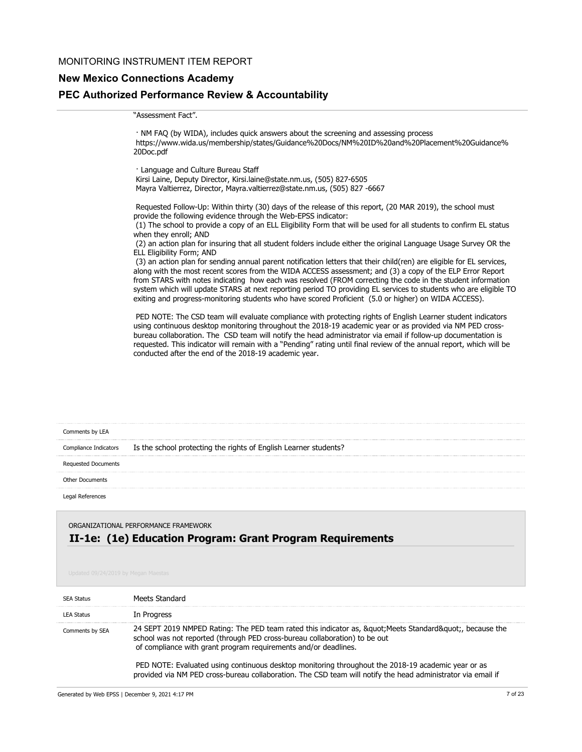"Assessment Fact".

· NM FAQ (by WIDA), includes quick answers about the screening and assessing process
https://www.wida.us/membership/states/Guidance%20Docs/NM%20ID%20and%20Placement%20Guidance%20Doc.pdf

· Language and Culture Bureau Staff
Kirsi Laine, Deputy Director, Kirsi.laine@state.nm.us, (505) 827-6505
Mayra Valtierrez, Director, Mayra.valtierrez@state.nm.us, (505) 827 -6667

Requested Follow-Up: Within thirty (30) days of the release of this report, (20 MAR 2019), the school must provide the following evidence through the Web-EPSS indicator:
(1) The school to provide a copy of an ELL Eligibility Form that will be used for all students to confirm EL status when they enroll; AND
(2) an action plan for insuring that all student folders include either the original Language Usage Survey OR the ELL Eligibility Form; AND
(3) an action plan for sending annual parent notification letters that their child(ren) are eligible for EL services, along with the most recent scores from the WIDA ACCESS assessment; and (3) a copy of the ELP Error Report from STARS with notes indicating how each was resolved (FROM correcting the code in the student information system which will update STARS at next reporting period TO providing EL services to students who are eligible TO exiting and progress-monitoring students who have scored Proficient (5.0 or higher) on WIDA ACCESS).

PED NOTE: The CSD team will evaluate compliance with protecting rights of English Learner student indicators using continuous desktop monitoring throughout the 2018-19 academic year or as provided via NM PED cross-bureau collaboration. The CSD team will notify the head administrator via email if follow-up documentation is requested. This indicator will remain with a "Pending" rating until final review of the annual report, which will be conducted after the end of the 2018-19 academic year.

| | |
|---|---|
| Comments by LEA | |
| Compliance Indicators | Is the school protecting the rights of English Learner students? |
| Requested Documents | |
| Other Documents | |
| Legal References | |

ORGANIZATIONAL PERFORMANCE FRAMEWORK

## II-1e: (1e) Education Program: Grant Program Requirements

Updated 09/24/2019 by Megan Maestas

| | |
|---|---|
| SEA Status | Meets Standard |
| LEA Status | In Progress |
| Comments by SEA | 24 SEPT 2019 NMPED Rating: The PED team rated this indicator as, &quot;Meets Standard&quot;, because the school was not reported (through PED cross-bureau collaboration) to be out of compliance with grant program requirements and/or deadlines.<br><br>PED NOTE: Evaluated using continuous desktop monitoring throughout the 2018-19 academic year or as provided via NM PED cross-bureau collaboration. The CSD team will notify the head administrator via email if |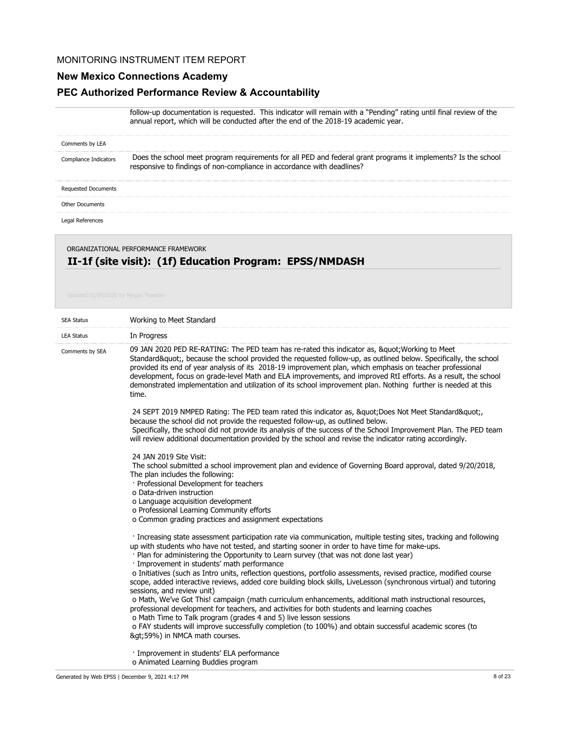follow-up documentation is requested. This indicator will remain with a "Pending" rating until final review of the annual report, which will be conducted after the end of the 2018-19 academic year.

| | |
|---|---|
| Comments by LEA | |
| Compliance Indicators | Does the school meet program requirements for all PED and federal grant programs it implements? Is the school responsive to findings of non-compliance in accordance with deadlines? |
| Requested Documents | |
| Other Documents | |
| Legal References | |

ORGANIZATIONAL PERFORMANCE FRAMEWORK

## II-1f (site visit): (1f) Education Program: EPSS/NMDASH

Updated 01/09/2020 by Megan Maestas

| | |
|---|---|
| SEA Status | Working to Meet Standard |
| LEA Status | In Progress |

**Comments by SEA**

09 JAN 2020 PED RE-RATING: The PED team has re-rated this indicator as, &quot;Working to Meet Standard&quot;, because the school provided the requested follow-up, as outlined below. Specifically, the school provided its end of year analysis of its 2018-19 improvement plan, which emphasis on teacher professional development, focus on grade-level Math and ELA improvements, and improved RtI efforts. As a result, the school demonstrated implementation and utilization of its school improvement plan. Nothing further is needed at this time.

24 SEPT 2019 NMPED Rating: The PED team rated this indicator as, &quot;Does Not Meet Standard&quot;, because the school did not provide the requested follow-up, as outlined below.
Specifically, the school did not provide its analysis of the success of the School Improvement Plan. The PED team will review additional documentation provided by the school and revise the indicator rating accordingly.

24 JAN 2019 Site Visit:
The school submitted a school improvement plan and evidence of Governing Board approval, dated 9/20/2018, The plan includes the following:
· Professional Development for teachers
o Data-driven instruction
o Language acquisition development
o Professional Learning Community efforts
o Common grading practices and assignment expectations

· Increasing state assessment participation rate via communication, multiple testing sites, tracking and following up with students who have not tested, and starting sooner in order to have time for make-ups.
· Plan for administering the Opportunity to Learn survey (that was not done last year)
· Improvement in students' math performance
o Initiatives (such as Intro units, reflection questions, portfolio assessments, revised practice, modified course scope, added interactive reviews, added core building block skills, LiveLesson (synchronous virtual) and tutoring sessions, and review unit)
o Math, We've Got This! campaign (math curriculum enhancements, additional math instructional resources, professional development for teachers, and activities for both students and learning coaches
o Math Time to Talk program (grades 4 and 5) live lesson sessions
o FAY students will improve successfully completion (to 100%) and obtain successful academic scores (to &gt;59%) in NMCA math courses.

· Improvement in students' ELA performance
o Animated Learning Buddies program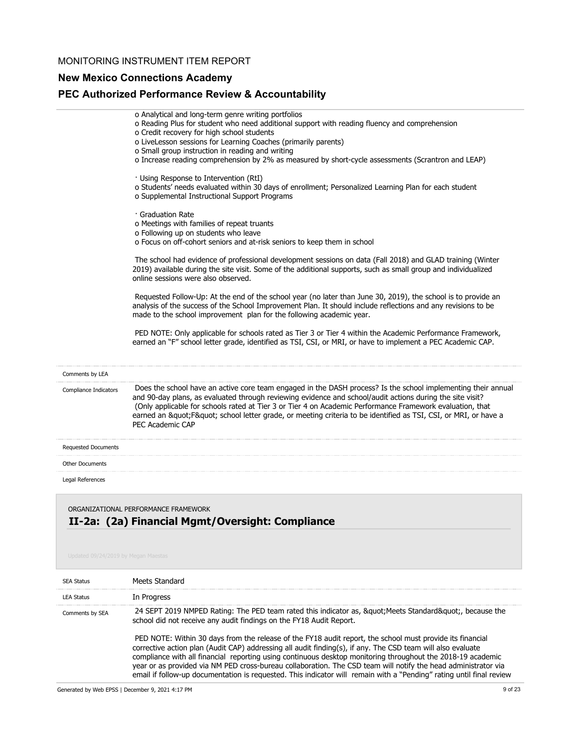MONITORING INSTRUMENT ITEM REPORT

**New Mexico Connections Academy**

**PEC Authorized Performance Review & Accountability**

o Analytical and long-term genre writing portfolios
o Reading Plus for student who need additional support with reading fluency and comprehension
o Credit recovery for high school students
o LiveLesson sessions for Learning Coaches (primarily parents)
o Small group instruction in reading and writing
o Increase reading comprehension by 2% as measured by short-cycle assessments (Scrantron and LEAP)

· Using Response to Intervention (RtI)
o Students' needs evaluated within 30 days of enrollment; Personalized Learning Plan for each student
o Supplemental Instructional Support Programs

· Graduation Rate
o Meetings with families of repeat truants
o Following up on students who leave
o Focus on off-cohort seniors and at-risk seniors to keep them in school

The school had evidence of professional development sessions on data (Fall 2018) and GLAD training (Winter 2019) available during the site visit. Some of the additional supports, such as small group and individualized online sessions were also observed.

Requested Follow-Up: At the end of the school year (no later than June 30, 2019), the school is to provide an analysis of the success of the School Improvement Plan. It should include reflections and any revisions to be made to the school improvement plan for the following academic year.

PED NOTE: Only applicable for schools rated as Tier 3 or Tier 4 within the Academic Performance Framework, earned an "F" school letter grade, identified as TSI, CSI, or MRI, or have to implement a PEC Academic CAP.

| | |
|---|---|
| Comments by LEA | |
| Compliance Indicators | Does the school have an active core team engaged in the DASH process? Is the school implementing their annual and 90-day plans, as evaluated through reviewing evidence and school/audit actions during the site visit? (Only applicable for schools rated at Tier 3 or Tier 4 on Academic Performance Framework evaluation, that earned an &quot;F&quot; school letter grade, or meeting criteria to be identified as TSI, CSI, or MRI, or have a PEC Academic CAP |
| Requested Documents | |
| Other Documents | |
| Legal References | |

ORGANIZATIONAL PERFORMANCE FRAMEWORK

## II-2a: (2a) Financial Mgmt/Oversight: Compliance

Updated 09/24/2019 by Megan Maestas

| | |
|---|---|
| SEA Status | Meets Standard |
| LEA Status | In Progress |
| Comments by SEA | 24 SEPT 2019 NMPED Rating: The PED team rated this indicator as, &quot;Meets Standard&quot;, because the school did not receive any audit findings on the FY18 Audit Report.<br><br>PED NOTE: Within 30 days from the release of the FY18 audit report, the school must provide its financial corrective action plan (Audit CAP) addressing all audit finding(s), if any. The CSD team will also evaluate compliance with all financial reporting using continuous desktop monitoring throughout the 2018-19 academic year or as provided via NM PED cross-bureau collaboration. The CSD team will notify the head administrator via email if follow-up documentation is requested. This indicator will remain with a "Pending" rating until final review |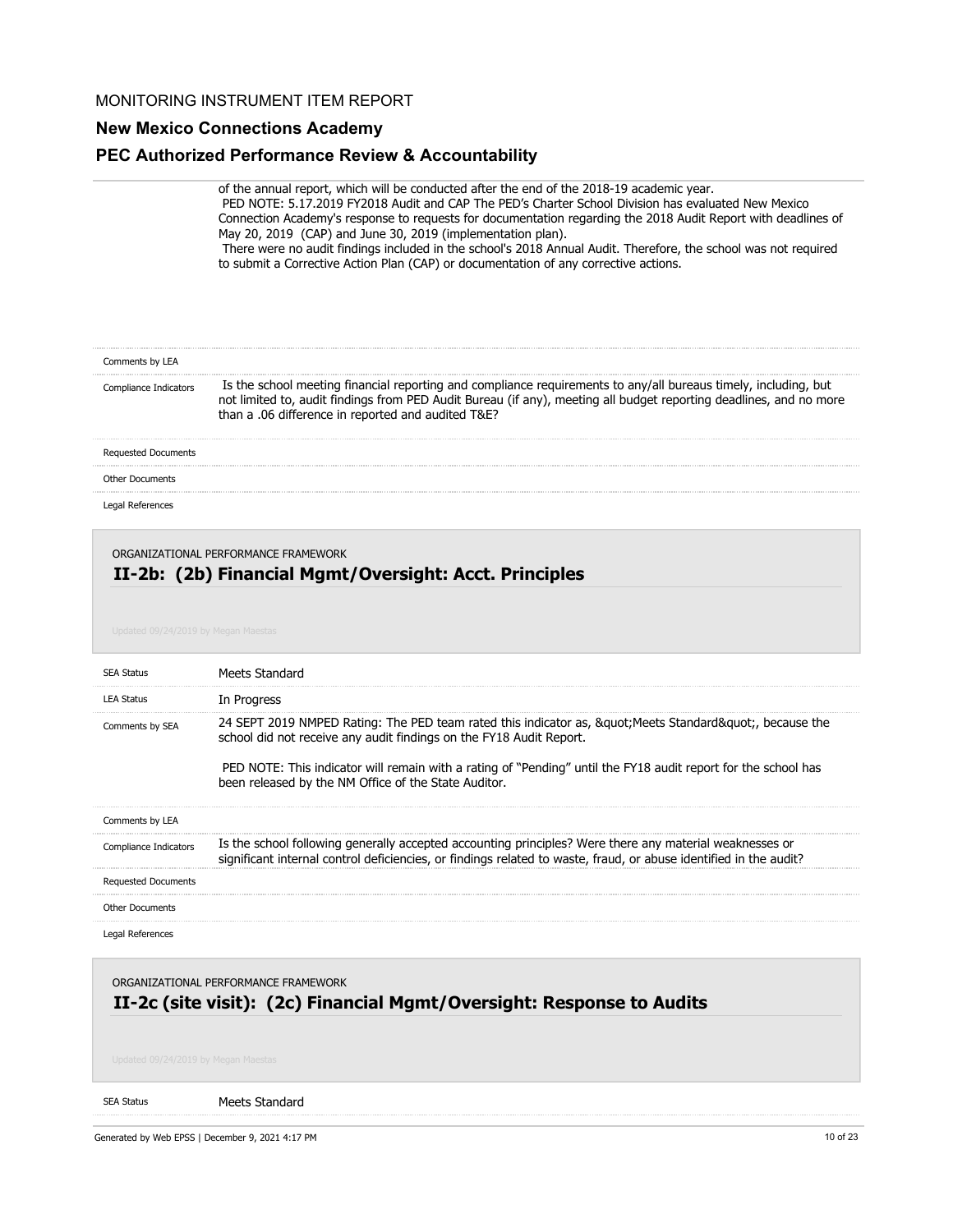of the annual report, which will be conducted after the end of the 2018-19 academic year.
PED NOTE: 5.17.2019 FY2018 Audit and CAP The PED's Charter School Division has evaluated New Mexico Connection Academy's response to requests for documentation regarding the 2018 Audit Report with deadlines of May 20, 2019 (CAP) and June 30, 2019 (implementation plan).
There were no audit findings included in the school's 2018 Annual Audit. Therefore, the school was not required to submit a Corrective Action Plan (CAP) or documentation of any corrective actions.

| | |
|---|---|
| Comments by LEA | |
| Compliance Indicators | Is the school meeting financial reporting and compliance requirements to any/all bureaus timely, including, but not limited to, audit findings from PED Audit Bureau (if any), meeting all budget reporting deadlines, and no more than a .06 difference in reported and audited T&E? |
| Requested Documents | |
| Other Documents | |
| Legal References | |

ORGANIZATIONAL PERFORMANCE FRAMEWORK

## II-2b: (2b) Financial Mgmt/Oversight: Acct. Principles

Updated 09/24/2019 by Megan Maestas

| | |
|---|---|
| SEA Status | Meets Standard |
| LEA Status | In Progress |
| Comments by SEA | 24 SEPT 2019 NMPED Rating: The PED team rated this indicator as, &quot;Meets Standard&quot;, because the school did not receive any audit findings on the FY18 Audit Report.<br><br>PED NOTE: This indicator will remain with a rating of "Pending" until the FY18 audit report for the school has been released by the NM Office of the State Auditor. |
| Comments by LEA | |
| Compliance Indicators | Is the school following generally accepted accounting principles? Were there any material weaknesses or significant internal control deficiencies, or findings related to waste, fraud, or abuse identified in the audit? |
| Requested Documents | |
| Other Documents | |
| Legal References | |

ORGANIZATIONAL PERFORMANCE FRAMEWORK

## II-2c (site visit): (2c) Financial Mgmt/Oversight: Response to Audits

Updated 09/24/2019 by Megan Maestas

| | |
|---|---|
| SEA Status | Meets Standard |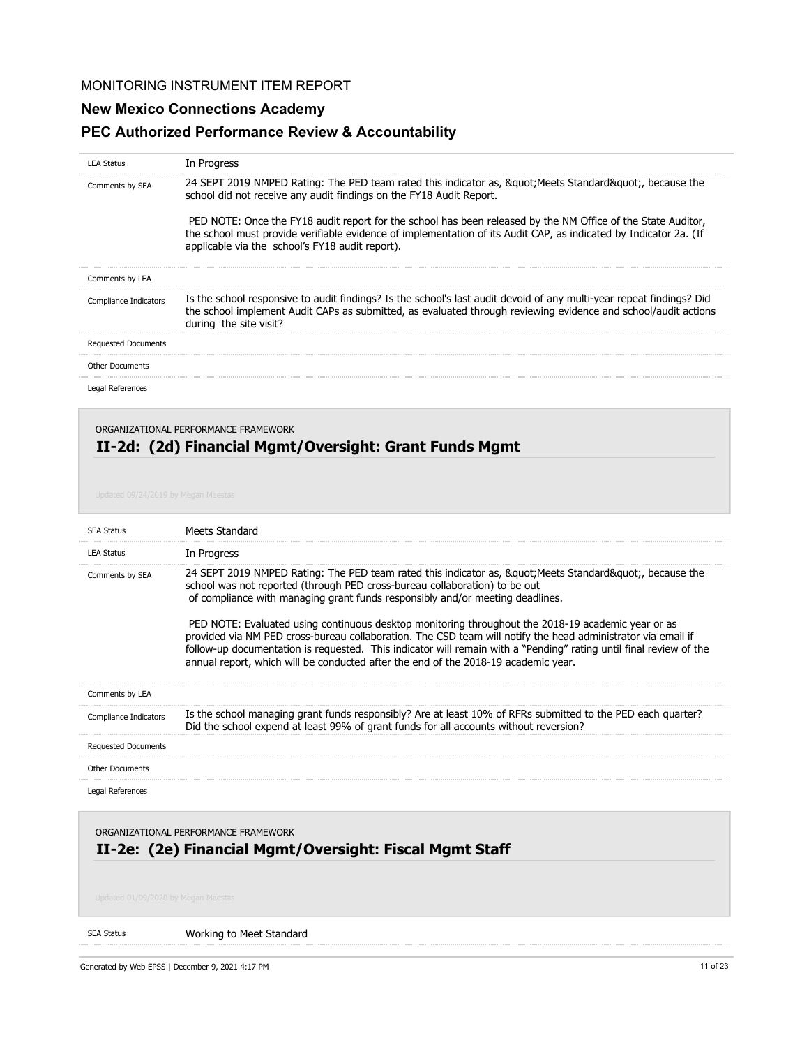MONITORING INSTRUMENT ITEM REPORT

**New Mexico Connections Academy**

**PEC Authorized Performance Review & Accountability**

| | |
|---|---|
| LEA Status | In Progress |
| Comments by SEA | 24 SEPT 2019 NMPED Rating: The PED team rated this indicator as, &quot;Meets Standard&quot;, because the school did not receive any audit findings on the FY18 Audit Report.<br><br>PED NOTE: Once the FY18 audit report for the school has been released by the NM Office of the State Auditor, the school must provide verifiable evidence of implementation of its Audit CAP, as indicated by Indicator 2a. (If applicable via the school's FY18 audit report). |
| Comments by LEA | |
| Compliance Indicators | Is the school responsive to audit findings? Is the school's last audit devoid of any multi-year repeat findings? Did the school implement Audit CAPs as submitted, as evaluated through reviewing evidence and school/audit actions during the site visit? |
| Requested Documents | |
| Other Documents | |
| Legal References | |

ORGANIZATIONAL PERFORMANCE FRAMEWORK

## II-2d: (2d) Financial Mgmt/Oversight: Grant Funds Mgmt

Updated 09/24/2019 by Megan Maestas

| | |
|---|---|
| SEA Status | Meets Standard |
| LEA Status | In Progress |
| Comments by SEA | 24 SEPT 2019 NMPED Rating: The PED team rated this indicator as, &quot;Meets Standard&quot;, because the school was not reported (through PED cross-bureau collaboration) to be out of compliance with managing grant funds responsibly and/or meeting deadlines.<br><br>PED NOTE: Evaluated using continuous desktop monitoring throughout the 2018-19 academic year or as provided via NM PED cross-bureau collaboration. The CSD team will notify the head administrator via email if follow-up documentation is requested. This indicator will remain with a "Pending" rating until final review of the annual report, which will be conducted after the end of the 2018-19 academic year. |
| Comments by LEA | |
| Compliance Indicators | Is the school managing grant funds responsibly? Are at least 10% of RFRs submitted to the PED each quarter? Did the school expend at least 99% of grant funds for all accounts without reversion? |
| Requested Documents | |
| Other Documents | |
| Legal References | |

ORGANIZATIONAL PERFORMANCE FRAMEWORK

## II-2e: (2e) Financial Mgmt/Oversight: Fiscal Mgmt Staff

Updated 01/09/2020 by Megan Maestas

| | |
|---|---|
| SEA Status | Working to Meet Standard |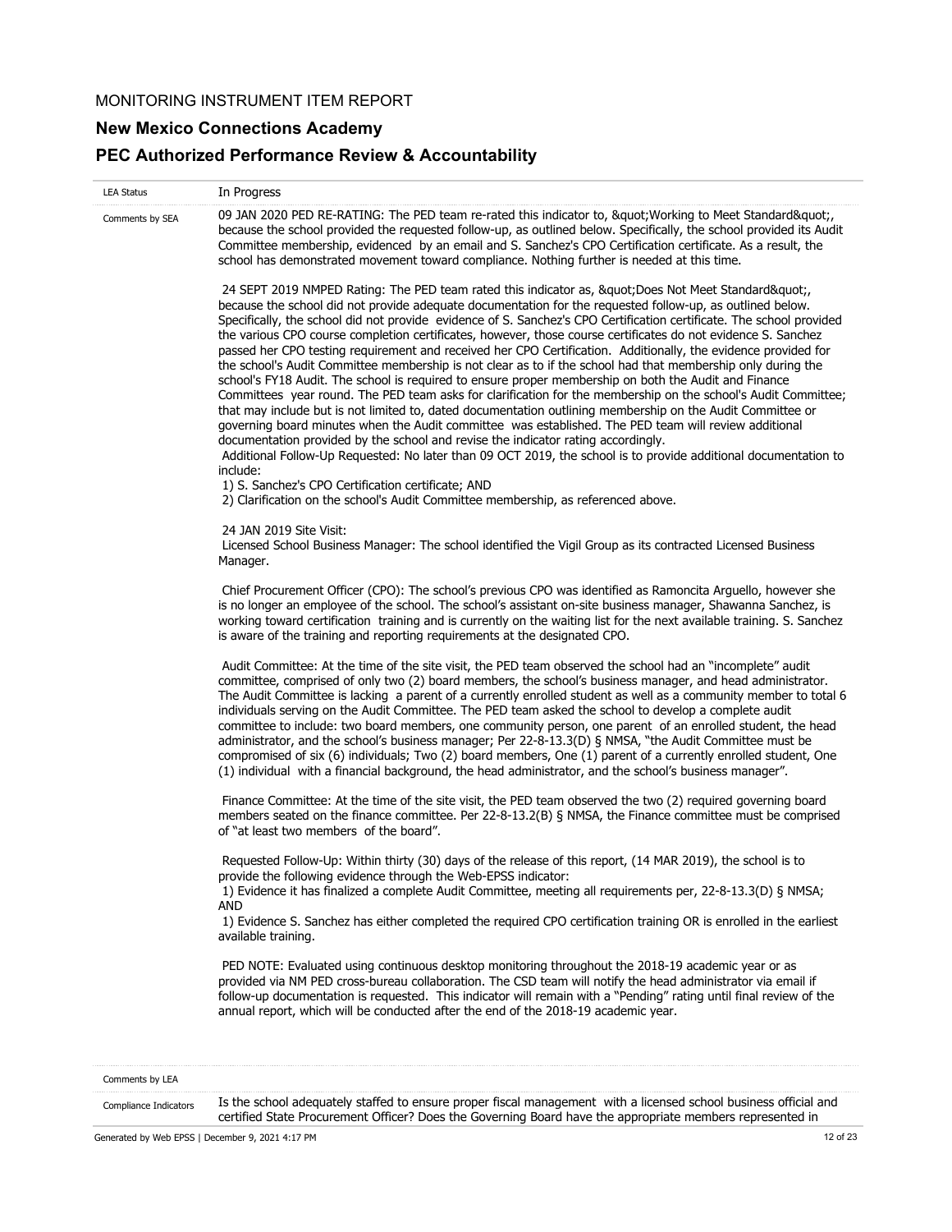MONITORING INSTRUMENT ITEM REPORT

## New Mexico Connections Academy

## PEC Authorized Performance Review & Accountability

| | |
|---|---|
| LEA Status | In Progress |
| Comments by SEA | 09 JAN 2020 PED RE-RATING: The PED team re-rated this indicator to, &quot;Working to Meet Standard&quot;, because the school provided the requested follow-up, as outlined below. Specifically, the school provided its Audit Committee membership, evidenced by an email and S. Sanchez's CPO Certification certificate. As a result, the school has demonstrated movement toward compliance. Nothing further is needed at this time.<br><br>24 SEPT 2019 NMPED Rating: The PED team rated this indicator as, &quot;Does Not Meet Standard&quot;, because the school did not provide adequate documentation for the requested follow-up, as outlined below. Specifically, the school did not provide evidence of S. Sanchez's CPO Certification certificate. The school provided the various CPO course completion certificates, however, those course certificates do not evidence S. Sanchez passed her CPO testing requirement and received her CPO Certification. Additionally, the evidence provided for the school's Audit Committee membership is not clear as to if the school had that membership only during the school's FY18 Audit. The school is required to ensure proper membership on both the Audit and Finance Committees year round. The PED team asks for clarification for the membership on the school's Audit Committee; that may include but is not limited to, dated documentation outlining membership on the Audit Committee or governing board minutes when the Audit committee was established. The PED team will review additional documentation provided by the school and revise the indicator rating accordingly.<br>Additional Follow-Up Requested: No later than 09 OCT 2019, the school is to provide additional documentation to include:<br>1) S. Sanchez's CPO Certification certificate; AND<br>2) Clarification on the school's Audit Committee membership, as referenced above.<br><br>24 JAN 2019 Site Visit:<br>Licensed School Business Manager: The school identified the Vigil Group as its contracted Licensed Business Manager.<br><br>Chief Procurement Officer (CPO): The school's previous CPO was identified as Ramoncita Arguello, however she is no longer an employee of the school. The school's assistant on-site business manager, Shawanna Sanchez, is working toward certification training and is currently on the waiting list for the next available training. S. Sanchez is aware of the training and reporting requirements at the designated CPO.<br><br>Audit Committee: At the time of the site visit, the PED team observed the school had an "incomplete" audit committee, comprised of only two (2) board members, the school's business manager, and head administrator. The Audit Committee is lacking a parent of a currently enrolled student as well as a community member to total 6 individuals serving on the Audit Committee. The PED team asked the school to develop a complete audit committee to include: two board members, one community person, one parent of an enrolled student, the head administrator, and the school's business manager; Per 22-8-13.3(D) § NMSA, "the Audit Committee must be compromised of six (6) individuals; Two (2) board members, One (1) parent of a currently enrolled student, One (1) individual with a financial background, the head administrator, and the school's business manager".<br><br>Finance Committee: At the time of the site visit, the PED team observed the two (2) required governing board members seated on the finance committee. Per 22-8-13.2(B) § NMSA, the Finance committee must be comprised of "at least two members of the board".<br><br>Requested Follow-Up: Within thirty (30) days of the release of this report, (14 MAR 2019), the school is to provide the following evidence through the Web-EPSS indicator:<br>1) Evidence it has finalized a complete Audit Committee, meeting all requirements per, 22-8-13.3(D) § NMSA; AND<br>1) Evidence S. Sanchez has either completed the required CPO certification training OR is enrolled in the earliest available training.<br><br>PED NOTE: Evaluated using continuous desktop monitoring throughout the 2018-19 academic year or as provided via NM PED cross-bureau collaboration. The CSD team will notify the head administrator via email if follow-up documentation is requested. This indicator will remain with a "Pending" rating until final review of the annual report, which will be conducted after the end of the 2018-19 academic year. |
| Comments by LEA | |
| Compliance Indicators | Is the school adequately staffed to ensure proper fiscal management with a licensed school business official and certified State Procurement Officer? Does the Governing Board have the appropriate members represented in |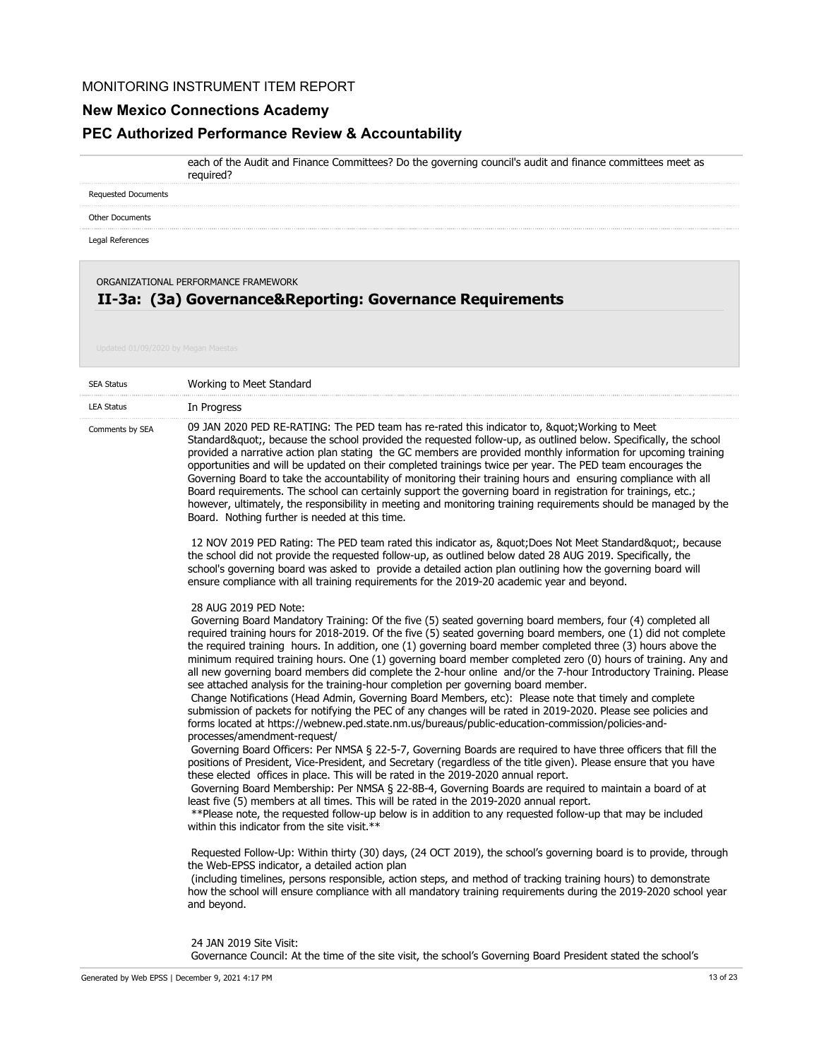each of the Audit and Finance Committees? Do the governing council's audit and finance committees meet as required?

Requested Documents

Other Documents

Legal References

ORGANIZATIONAL PERFORMANCE FRAMEWORK

## II-3a: (3a) Governance&Reporting: Governance Requirements

Updated 01/09/2020 by Megan Maestas

| | |
|---|---|
| SEA Status | Working to Meet Standard |
| LEA Status | In Progress |

Comments by SEA

09 JAN 2020 PED RE-RATING: The PED team has re-rated this indicator to, &quot;Working to Meet Standard&quot;, because the school provided the requested follow-up, as outlined below. Specifically, the school provided a narrative action plan stating the GC members are provided monthly information for upcoming training opportunities and will be updated on their completed trainings twice per year. The PED team encourages the Governing Board to take the accountability of monitoring their training hours and ensuring compliance with all Board requirements. The school can certainly support the governing board in registration for trainings, etc.; however, ultimately, the responsibility in meeting and monitoring training requirements should be managed by the Board. Nothing further is needed at this time.

12 NOV 2019 PED Rating: The PED team rated this indicator as, &quot;Does Not Meet Standard&quot;, because the school did not provide the requested follow-up, as outlined below dated 28 AUG 2019. Specifically, the school's governing board was asked to provide a detailed action plan outlining how the governing board will ensure compliance with all training requirements for the 2019-20 academic year and beyond.

28 AUG 2019 PED Note:
Governing Board Mandatory Training: Of the five (5) seated governing board members, four (4) completed all required training hours for 2018-2019. Of the five (5) seated governing board members, one (1) did not complete the required training hours. In addition, one (1) governing board member completed three (3) hours above the minimum required training hours. One (1) governing board member completed zero (0) hours of training. Any and all new governing board members did complete the 2-hour online and/or the 7-hour Introductory Training. Please see attached analysis for the training-hour completion per governing board member.
Change Notifications (Head Admin, Governing Board Members, etc): Please note that timely and complete submission of packets for notifying the PEC of any changes will be rated in 2019-2020. Please see policies and forms located at https://webnew.ped.state.nm.us/bureaus/public-education-commission/policies-and-processes/amendment-request/
Governing Board Officers: Per NMSA § 22-5-7, Governing Boards are required to have three officers that fill the positions of President, Vice-President, and Secretary (regardless of the title given). Please ensure that you have these elected offices in place. This will be rated in the 2019-2020 annual report.
Governing Board Membership: Per NMSA § 22-8B-4, Governing Boards are required to maintain a board of at least five (5) members at all times. This will be rated in the 2019-2020 annual report.
**Please note, the requested follow-up below is in addition to any requested follow-up that may be included within this indicator from the site visit.**

Requested Follow-Up: Within thirty (30) days, (24 OCT 2019), the school's governing board is to provide, through the Web-EPSS indicator, a detailed action plan
(including timelines, persons responsible, action steps, and method of tracking training hours) to demonstrate how the school will ensure compliance with all mandatory training requirements during the 2019-2020 school year and beyond.

24 JAN 2019 Site Visit:
Governance Council: At the time of the site visit, the school's Governing Board President stated the school's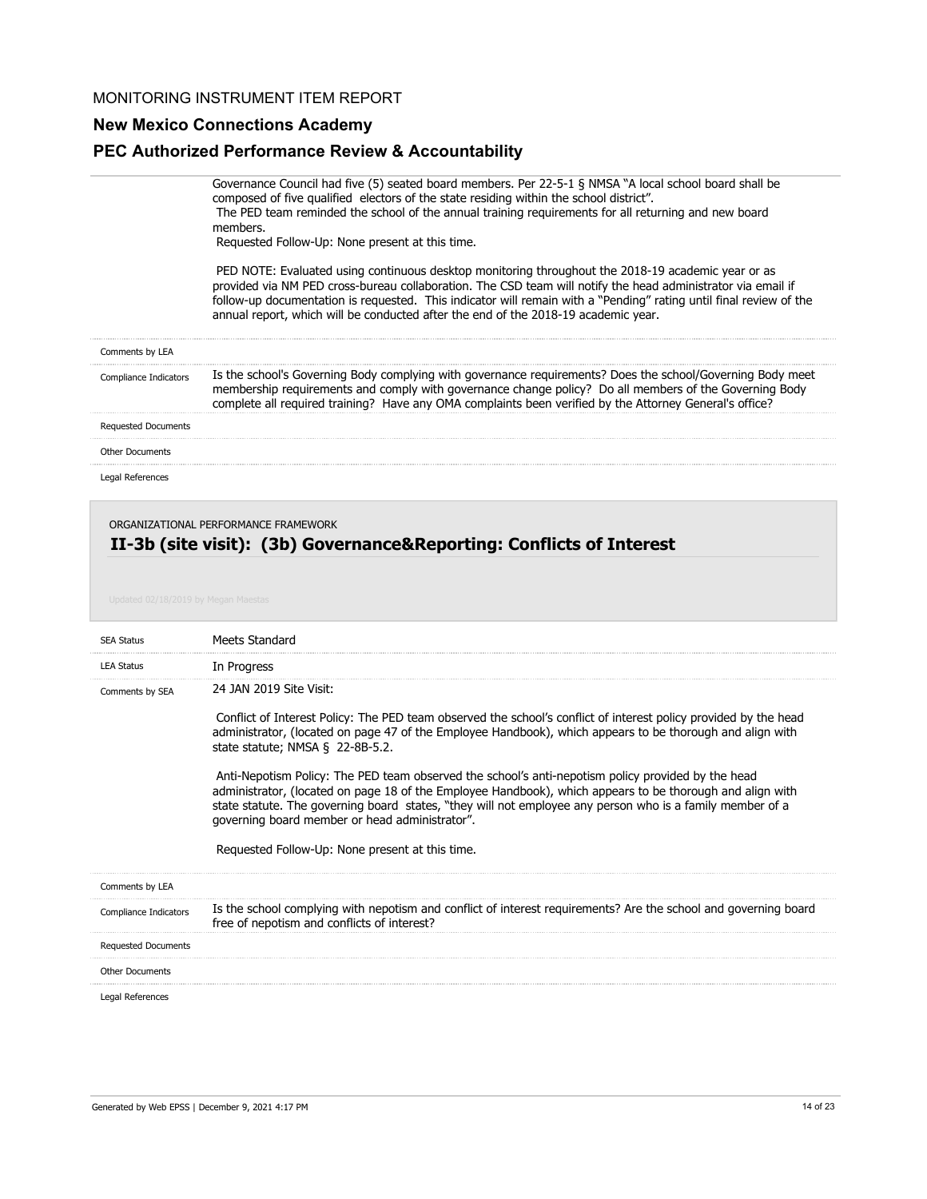Governance Council had five (5) seated board members. Per 22-5-1 § NMSA "A local school board shall be composed of five qualified electors of the state residing within the school district".
The PED team reminded the school of the annual training requirements for all returning and new board members.
Requested Follow-Up: None present at this time.

PED NOTE: Evaluated using continuous desktop monitoring throughout the 2018-19 academic year or as provided via NM PED cross-bureau collaboration. The CSD team will notify the head administrator via email if follow-up documentation is requested. This indicator will remain with a "Pending" rating until final review of the annual report, which will be conducted after the end of the 2018-19 academic year.

| | |
|---|---|
| Comments by LEA | |
| Compliance Indicators | Is the school's Governing Body complying with governance requirements? Does the school/Governing Body meet membership requirements and comply with governance change policy? Do all members of the Governing Body complete all required training? Have any OMA complaints been verified by the Attorney General's office? |
| Requested Documents | |
| Other Documents | |
| Legal References | |

ORGANIZATIONAL PERFORMANCE FRAMEWORK

## II-3b (site visit): (3b) Governance&Reporting: Conflicts of Interest

Updated 02/18/2019 by Megan Maestas

| | |
|---|---|
| SEA Status | Meets Standard |
| LEA Status | In Progress |
| Comments by SEA | 24 JAN 2019 Site Visit:<br><br>Conflict of Interest Policy: The PED team observed the school's conflict of interest policy provided by the head administrator, (located on page 47 of the Employee Handbook), which appears to be thorough and align with state statute; NMSA § 22-8B-5.2.<br><br>Anti-Nepotism Policy: The PED team observed the school's anti-nepotism policy provided by the head administrator, (located on page 18 of the Employee Handbook), which appears to be thorough and align with state statute. The governing board states, "they will not employee any person who is a family member of a governing board member or head administrator".<br><br>Requested Follow-Up: None present at this time. |
| Comments by LEA | |
| Compliance Indicators | Is the school complying with nepotism and conflict of interest requirements? Are the school and governing board free of nepotism and conflicts of interest? |
| Requested Documents | |
| Other Documents | |
| Legal References | |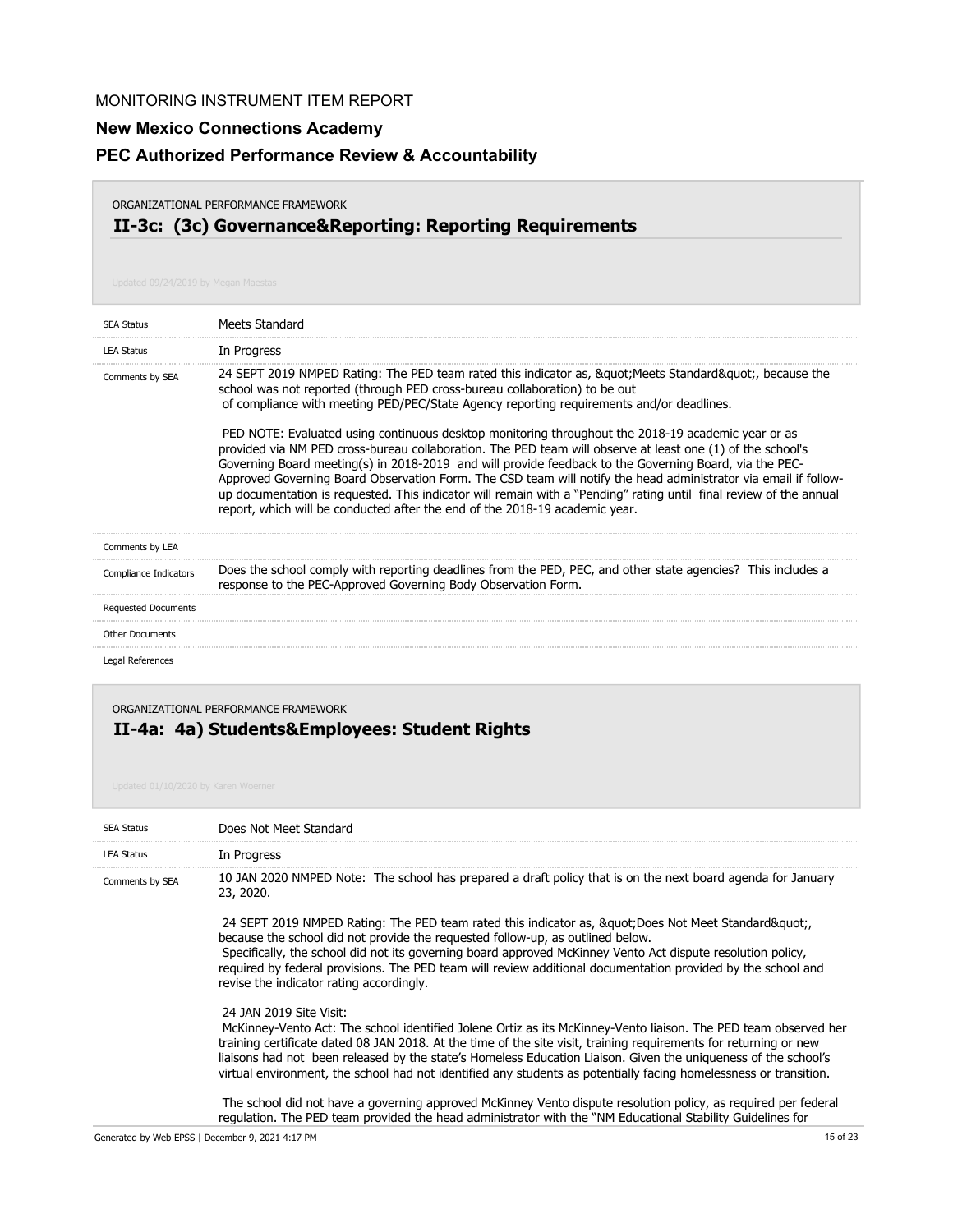MONITORING INSTRUMENT ITEM REPORT

**New Mexico Connections Academy**

**PEC Authorized Performance Review & Accountability**

ORGANIZATIONAL PERFORMANCE FRAMEWORK

## II-3c: (3c) Governance&Reporting: Reporting Requirements

Updated 09/24/2019 by Megan Maestas

| | |
|---|---|
| SEA Status | Meets Standard |
| LEA Status | In Progress |
| Comments by SEA | 24 SEPT 2019 NMPED Rating: The PED team rated this indicator as, &quot;Meets Standard&quot;, because the school was not reported (through PED cross-bureau collaboration) to be out of compliance with meeting PED/PEC/State Agency reporting requirements and/or deadlines.<br><br>PED NOTE: Evaluated using continuous desktop monitoring throughout the 2018-19 academic year or as provided via NM PED cross-bureau collaboration. The PED team will observe at least one (1) of the school's Governing Board meeting(s) in 2018-2019 and will provide feedback to the Governing Board, via the PEC-Approved Governing Board Observation Form. The CSD team will notify the head administrator via email if follow-up documentation is requested. This indicator will remain with a "Pending" rating until final review of the annual report, which will be conducted after the end of the 2018-19 academic year. |
| Comments by LEA | |
| Compliance Indicators | Does the school comply with reporting deadlines from the PED, PEC, and other state agencies? This includes a response to the PEC-Approved Governing Body Observation Form. |
| Requested Documents | |
| Other Documents | |
| Legal References | |

ORGANIZATIONAL PERFORMANCE FRAMEWORK

## II-4a: 4a) Students&Employees: Student Rights

Updated 01/10/2020 by Karen Woerner

| | |
|---|---|
| SEA Status | Does Not Meet Standard |
| LEA Status | In Progress |
| Comments by SEA | 10 JAN 2020 NMPED Note: The school has prepared a draft policy that is on the next board agenda for January 23, 2020.<br><br>24 SEPT 2019 NMPED Rating: The PED team rated this indicator as, &quot;Does Not Meet Standard&quot;, because the school did not provide the requested follow-up, as outlined below.<br>Specifically, the school did not its governing board approved McKinney Vento Act dispute resolution policy, required by federal provisions. The PED team will review additional documentation provided by the school and revise the indicator rating accordingly.<br><br>24 JAN 2019 Site Visit:<br>McKinney-Vento Act: The school identified Jolene Ortiz as its McKinney-Vento liaison. The PED team observed her training certificate dated 08 JAN 2018. At the time of the site visit, training requirements for returning or new liaisons had not been released by the state's Homeless Education Liaison. Given the uniqueness of the school's virtual environment, the school had not identified any students as potentially facing homelessness or transition.<br><br>The school did not have a governing approved McKinney Vento dispute resolution policy, as required per federal regulation. The PED team provided the head administrator with the "NM Educational Stability Guidelines for |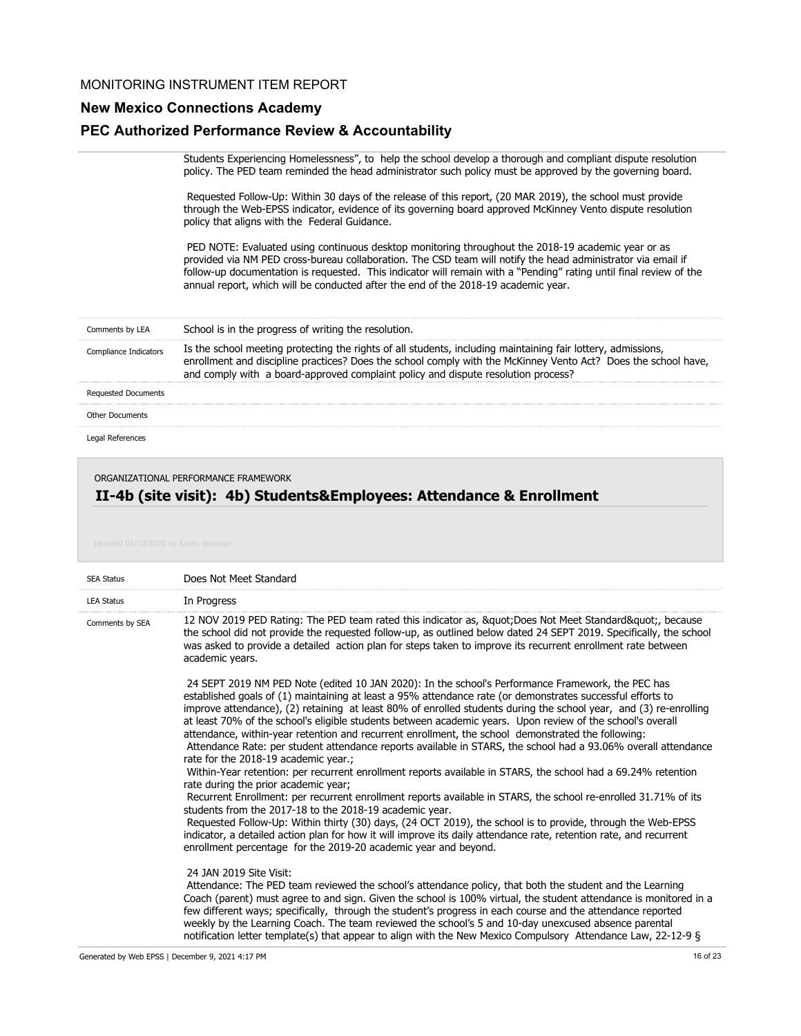Students Experiencing Homelessness", to help the school develop a thorough and compliant dispute resolution policy. The PED team reminded the head administrator such policy must be approved by the governing board.

Requested Follow-Up: Within 30 days of the release of this report, (20 MAR 2019), the school must provide through the Web-EPSS indicator, evidence of its governing board approved McKinney Vento dispute resolution policy that aligns with the Federal Guidance.

PED NOTE: Evaluated using continuous desktop monitoring throughout the 2018-19 academic year or as provided via NM PED cross-bureau collaboration. The CSD team will notify the head administrator via email if follow-up documentation is requested. This indicator will remain with a "Pending" rating until final review of the annual report, which will be conducted after the end of the 2018-19 academic year.

| | |
|---|---|
| Comments by LEA | School is in the progress of writing the resolution. |
| Compliance Indicators | Is the school meeting protecting the rights of all students, including maintaining fair lottery, admissions, enrollment and discipline practices? Does the school comply with the McKinney Vento Act? Does the school have, and comply with a board-approved complaint policy and dispute resolution process? |
| Requested Documents | |
| Other Documents | |
| Legal References | |

ORGANIZATIONAL PERFORMANCE FRAMEWORK

## II-4b (site visit): 4b) Students&Employees: Attendance & Enrollment

Updated 01/10/2020 by Karen Woerner

| | |
|---|---|
| SEA Status | Does Not Meet Standard |
| LEA Status | In Progress |

**Comments by SEA**

12 NOV 2019 PED Rating: The PED team rated this indicator as, &quot;Does Not Meet Standard&quot;, because the school did not provide the requested follow-up, as outlined below dated 24 SEPT 2019. Specifically, the school was asked to provide a detailed action plan for steps taken to improve its recurrent enrollment rate between academic years.

24 SEPT 2019 NM PED Note (edited 10 JAN 2020): In the school's Performance Framework, the PEC has established goals of (1) maintaining at least a 95% attendance rate (or demonstrates successful efforts to improve attendance), (2) retaining at least 80% of enrolled students during the school year, and (3) re-enrolling at least 70% of the school's eligible students between academic years. Upon review of the school's overall attendance, within-year retention and recurrent enrollment, the school demonstrated the following:
Attendance Rate: per student attendance reports available in STARS, the school had a 93.06% overall attendance rate for the 2018-19 academic year.;
Within-Year retention: per recurrent enrollment reports available in STARS, the school had a 69.24% retention rate during the prior academic year;
Recurrent Enrollment: per recurrent enrollment reports available in STARS, the school re-enrolled 31.71% of its students from the 2017-18 to the 2018-19 academic year.
Requested Follow-Up: Within thirty (30) days, (24 OCT 2019), the school is to provide, through the Web-EPSS indicator, a detailed action plan for how it will improve its daily attendance rate, retention rate, and recurrent enrollment percentage for the 2019-20 academic year and beyond.

24 JAN 2019 Site Visit:
Attendance: The PED team reviewed the school's attendance policy, that both the student and the Learning Coach (parent) must agree to and sign. Given the school is 100% virtual, the student attendance is monitored in a few different ways; specifically, through the student's progress in each course and the attendance reported weekly by the Learning Coach. The team reviewed the school's 5 and 10-day unexcused absence parental notification letter template(s) that appear to align with the New Mexico Compulsory Attendance Law, 22-12-9 §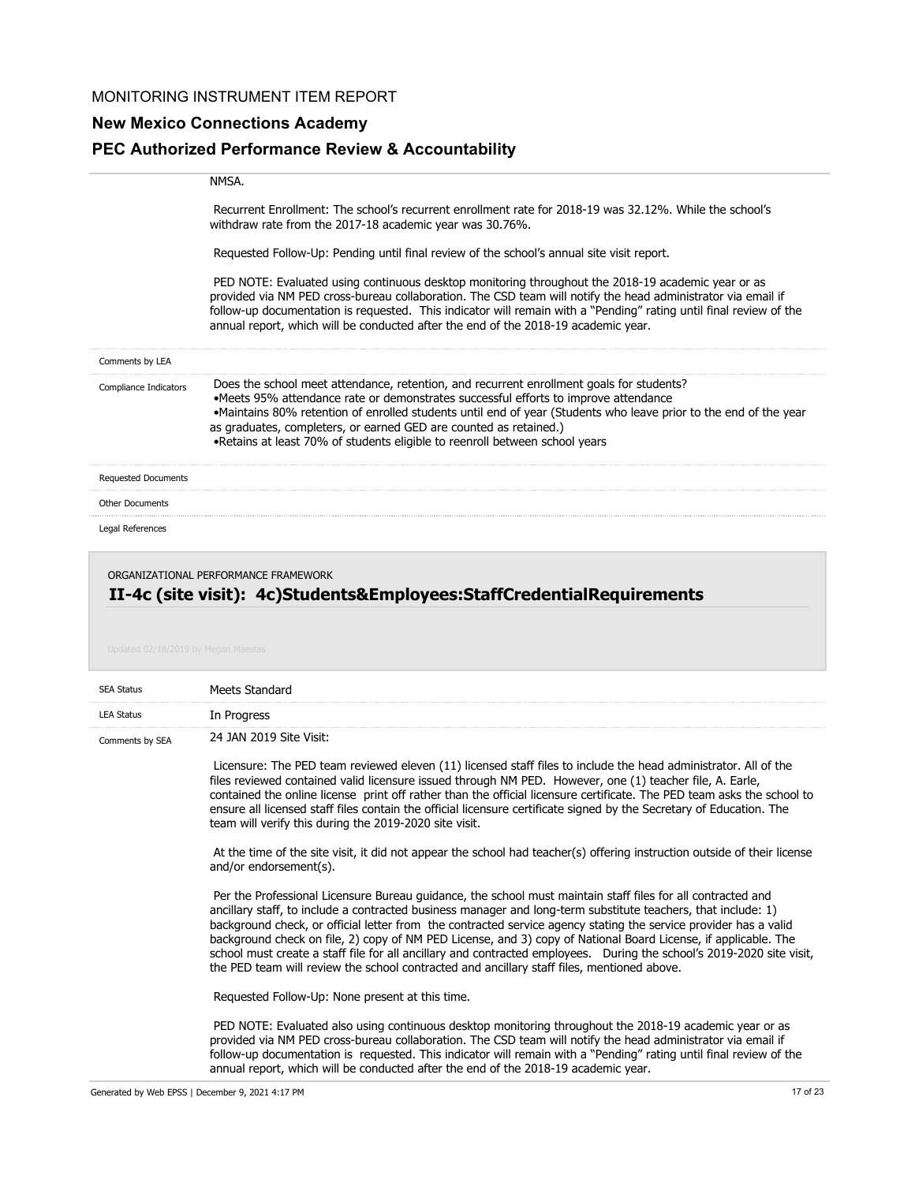NMSA.

Recurrent Enrollment: The school's recurrent enrollment rate for 2018-19 was 32.12%. While the school's withdraw rate from the 2017-18 academic year was 30.76%.

Requested Follow-Up: Pending until final review of the school's annual site visit report.

PED NOTE: Evaluated using continuous desktop monitoring throughout the 2018-19 academic year or as provided via NM PED cross-bureau collaboration. The CSD team will notify the head administrator via email if follow-up documentation is requested. This indicator will remain with a "Pending" rating until final review of the annual report, which will be conducted after the end of the 2018-19 academic year.

| | |
|---|---|
| Comments by LEA | |
| Compliance Indicators | Does the school meet attendance, retention, and recurrent enrollment goals for students?<br>•Meets 95% attendance rate or demonstrates successful efforts to improve attendance<br>•Maintains 80% retention of enrolled students until end of year (Students who leave prior to the end of the year as graduates, completers, or earned GED are counted as retained.)<br>•Retains at least 70% of students eligible to reenroll between school years |
| Requested Documents | |
| Other Documents | |
| Legal References | |

ORGANIZATIONAL PERFORMANCE FRAMEWORK

## II-4c (site visit): 4c)Students&Employees:StaffCredentialRequirements

Updated 02/18/2019 by Megan Maestas

| | |
|---|---|
| SEA Status | Meets Standard |
| LEA Status | In Progress |
| Comments by SEA | 24 JAN 2019 Site Visit: |

Licensure: The PED team reviewed eleven (11) licensed staff files to include the head administrator. All of the files reviewed contained valid licensure issued through NM PED. However, one (1) teacher file, A. Earle, contained the online license print off rather than the official licensure certificate. The PED team asks the school to ensure all licensed staff files contain the official licensure certificate signed by the Secretary of Education. The team will verify this during the 2019-2020 site visit.

At the time of the site visit, it did not appear the school had teacher(s) offering instruction outside of their license and/or endorsement(s).

Per the Professional Licensure Bureau guidance, the school must maintain staff files for all contracted and ancillary staff, to include a contracted business manager and long-term substitute teachers, that include: 1) background check, or official letter from the contracted service agency stating the service provider has a valid background check on file, 2) copy of NM PED License, and 3) copy of National Board License, if applicable. The school must create a staff file for all ancillary and contracted employees. During the school's 2019-2020 site visit, the PED team will review the school contracted and ancillary staff files, mentioned above.

Requested Follow-Up: None present at this time.

PED NOTE: Evaluated also using continuous desktop monitoring throughout the 2018-19 academic year or as provided via NM PED cross-bureau collaboration. The CSD team will notify the head administrator via email if follow-up documentation is requested. This indicator will remain with a "Pending" rating until final review of the annual report, which will be conducted after the end of the 2018-19 academic year.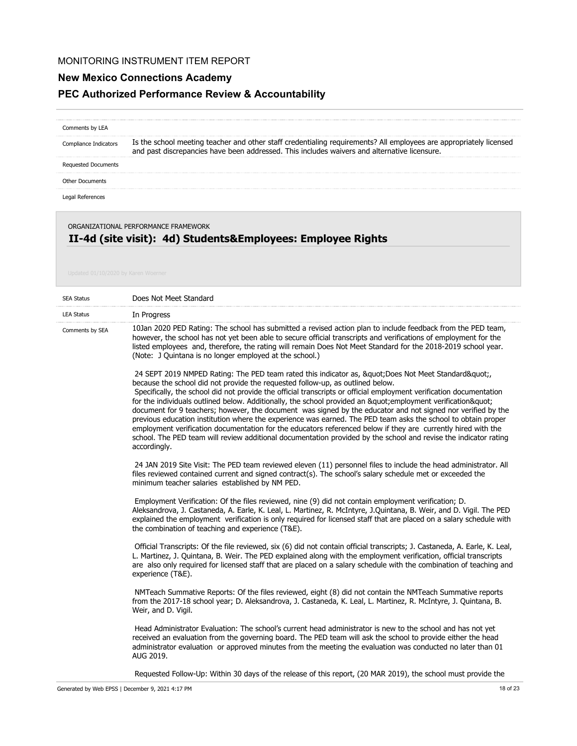MONITORING INSTRUMENT ITEM REPORT

## New Mexico Connections Academy

## PEC Authorized Performance Review & Accountability

| | |
|---|---|
| Comments by LEA | |
| Compliance Indicators | Is the school meeting teacher and other staff credentialing requirements? All employees are appropriately licensed and past discrepancies have been addressed. This includes waivers and alternative licensure. |
| Requested Documents | |
| Other Documents | |
| Legal References | |

ORGANIZATIONAL PERFORMANCE FRAMEWORK

### II-4d (site visit): 4d) Students&Employees: Employee Rights

Updated 01/10/2020 by Karen Woerner

| | |
|---|---|
| SEA Status | Does Not Meet Standard |
| LEA Status | In Progress |

**Comments by SEA**

10Jan 2020 PED Rating: The school has submitted a revised action plan to include feedback from the PED team, however, the school has not yet been able to secure official transcripts and verifications of employment for the listed employees and, therefore, the rating will remain Does Not Meet Standard for the 2018-2019 school year. (Note: J Quintana is no longer employed at the school.)

24 SEPT 2019 NMPED Rating: The PED team rated this indicator as, &quot;Does Not Meet Standard&quot;, because the school did not provide the requested follow-up, as outlined below.
Specifically, the school did not provide the official transcripts or official employment verification documentation for the individuals outlined below. Additionally, the school provided an &quot;employment verification&quot; document for 9 teachers; however, the document was signed by the educator and not signed nor verified by the previous education institution where the experience was earned. The PED team asks the school to obtain proper employment verification documentation for the educators referenced below if they are currently hired with the school. The PED team will review additional documentation provided by the school and revise the indicator rating accordingly.

24 JAN 2019 Site Visit: The PED team reviewed eleven (11) personnel files to include the head administrator. All files reviewed contained current and signed contract(s). The school's salary schedule met or exceeded the minimum teacher salaries established by NM PED.

Employment Verification: Of the files reviewed, nine (9) did not contain employment verification; D. Aleksandrova, J. Castaneda, A. Earle, K. Leal, L. Martinez, R. McIntyre, J.Quintana, B. Weir, and D. Vigil. The PED explained the employment verification is only required for licensed staff that are placed on a salary schedule with the combination of teaching and experience (T&E).

Official Transcripts: Of the file reviewed, six (6) did not contain official transcripts; J. Castaneda, A. Earle, K. Leal, L. Martinez, J. Quintana, B. Weir. The PED explained along with the employment verification, official transcripts are also only required for licensed staff that are placed on a salary schedule with the combination of teaching and experience (T&E).

NMTeach Summative Reports: Of the files reviewed, eight (8) did not contain the NMTeach Summative reports from the 2017-18 school year; D. Aleksandrova, J. Castaneda, K. Leal, L. Martinez, R. McIntyre, J. Quintana, B. Weir, and D. Vigil.

Head Administrator Evaluation: The school's current head administrator is new to the school and has not yet received an evaluation from the governing board. The PED team will ask the school to provide either the head administrator evaluation or approved minutes from the meeting the evaluation was conducted no later than 01 AUG 2019.

Requested Follow-Up: Within 30 days of the release of this report, (20 MAR 2019), the school must provide the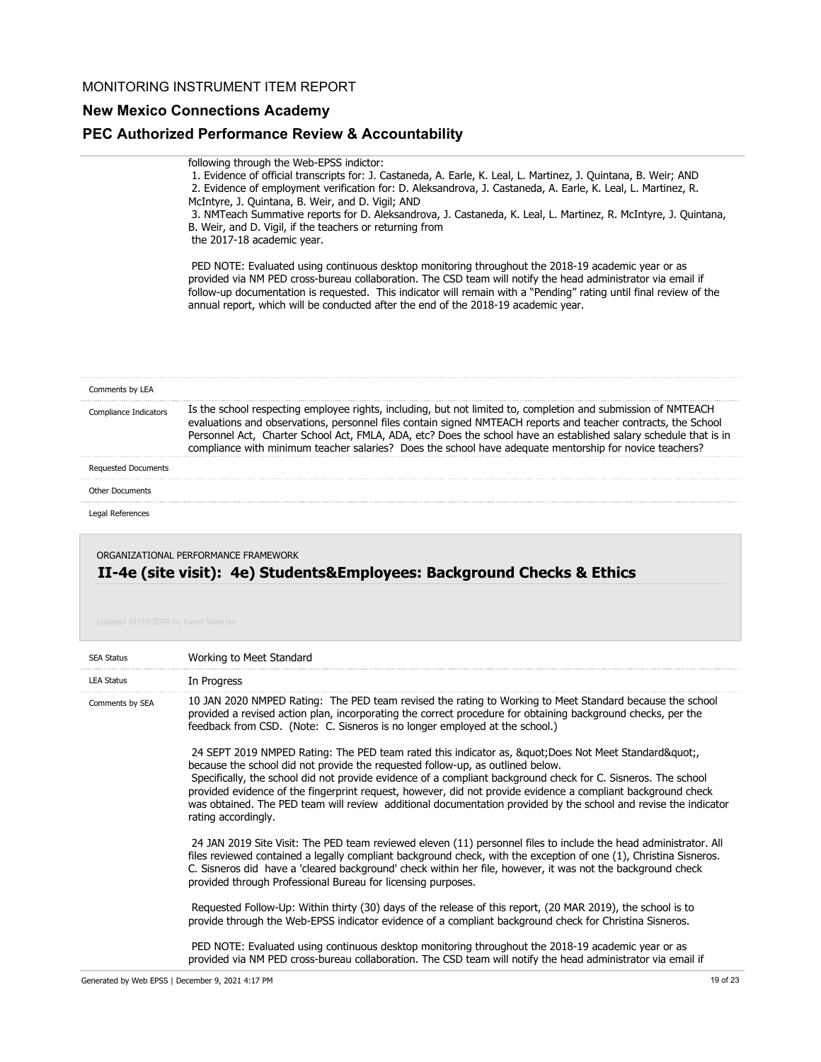following through the Web-EPSS indictor:
1. Evidence of official transcripts for: J. Castaneda, A. Earle, K. Leal, L. Martinez, J. Quintana, B. Weir; AND
2. Evidence of employment verification for: D. Aleksandrova, J. Castaneda, A. Earle, K. Leal, L. Martinez, R. McIntyre, J. Quintana, B. Weir, and D. Vigil; AND
3. NMTeach Summative reports for D. Aleksandrova, J. Castaneda, K. Leal, L. Martinez, R. McIntyre, J. Quintana, B. Weir, and D. Vigil, if the teachers or returning from the 2017-18 academic year.

PED NOTE: Evaluated using continuous desktop monitoring throughout the 2018-19 academic year or as provided via NM PED cross-bureau collaboration. The CSD team will notify the head administrator via email if follow-up documentation is requested. This indicator will remain with a "Pending" rating until final review of the annual report, which will be conducted after the end of the 2018-19 academic year.

| | |
|---|---|
| Comments by LEA | |
| Compliance Indicators | Is the school respecting employee rights, including, but not limited to, completion and submission of NMTEACH evaluations and observations, personnel files contain signed NMTEACH reports and teacher contracts, the School Personnel Act, Charter School Act, FMLA, ADA, etc? Does the school have an established salary schedule that is in compliance with minimum teacher salaries? Does the school have adequate mentorship for novice teachers? |
| Requested Documents | |
| Other Documents | |
| Legal References | |

ORGANIZATIONAL PERFORMANCE FRAMEWORK

## II-4e (site visit): 4e) Students&Employees: Background Checks & Ethics

Updated 01/10/2020 by Karen Woerner

| | |
|---|---|
| SEA Status | Working to Meet Standard |
| LEA Status | In Progress |

Comments by SEA

10 JAN 2020 NMPED Rating: The PED team revised the rating to Working to Meet Standard because the school provided a revised action plan, incorporating the correct procedure for obtaining background checks, per the feedback from CSD. (Note: C. Sisneros is no longer employed at the school.)

24 SEPT 2019 NMPED Rating: The PED team rated this indicator as, &quot;Does Not Meet Standard&quot;, because the school did not provide the requested follow-up, as outlined below.
Specifically, the school did not provide evidence of a compliant background check for C. Sisneros. The school provided evidence of the fingerprint request, however, did not provide evidence a compliant background check was obtained. The PED team will review additional documentation provided by the school and revise the indicator rating accordingly.

24 JAN 2019 Site Visit: The PED team reviewed eleven (11) personnel files to include the head administrator. All files reviewed contained a legally compliant background check, with the exception of one (1), Christina Sisneros. C. Sisneros did have a 'cleared background' check within her file, however, it was not the background check provided through Professional Bureau for licensing purposes.

Requested Follow-Up: Within thirty (30) days of the release of this report, (20 MAR 2019), the school is to provide through the Web-EPSS indicator evidence of a compliant background check for Christina Sisneros.

PED NOTE: Evaluated using continuous desktop monitoring throughout the 2018-19 academic year or as provided via NM PED cross-bureau collaboration. The CSD team will notify the head administrator via email if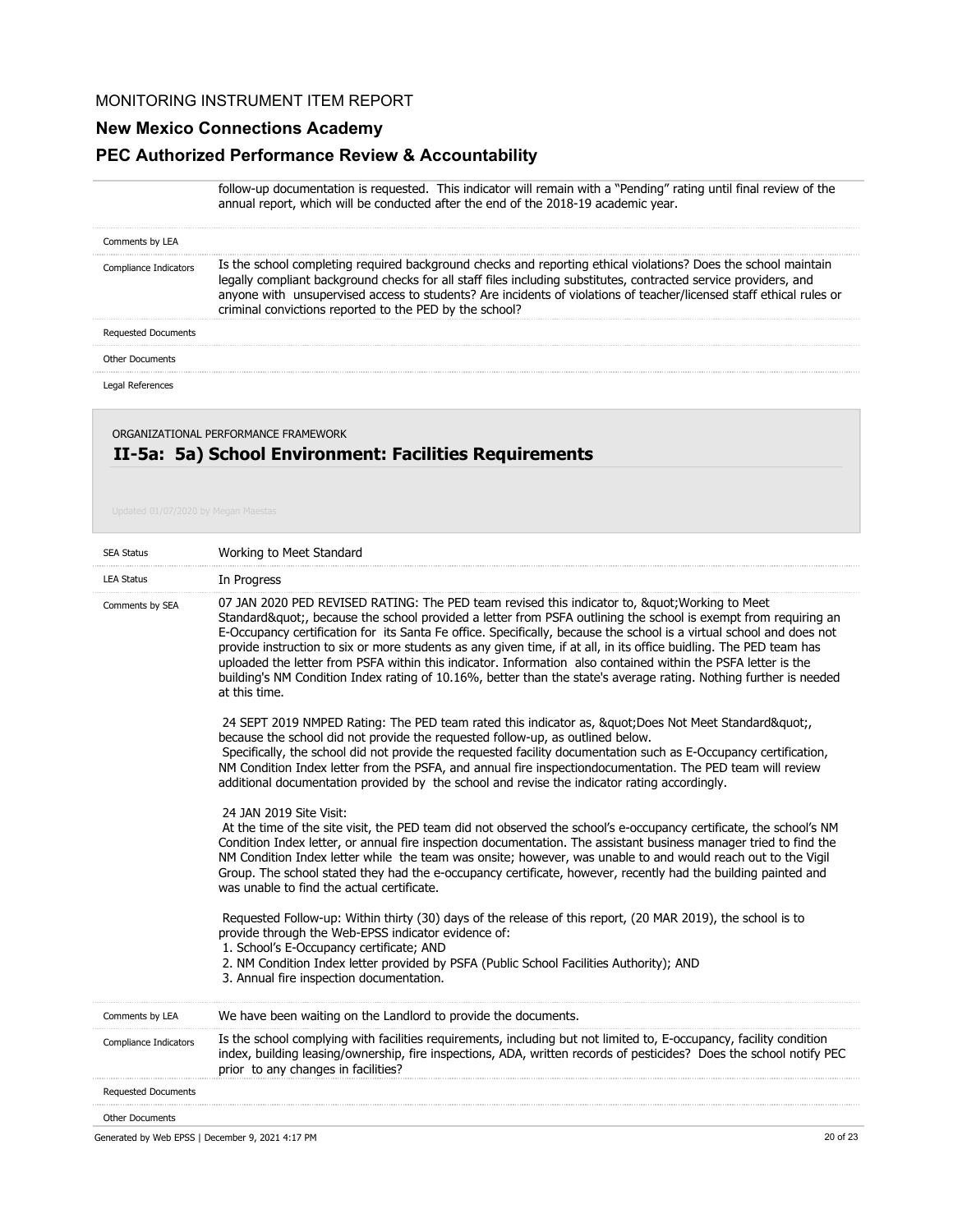follow-up documentation is requested. This indicator will remain with a "Pending" rating until final review of the annual report, which will be conducted after the end of the 2018-19 academic year.

| | |
|---|---|
| Comments by LEA | |
| Compliance Indicators | Is the school completing required background checks and reporting ethical violations? Does the school maintain legally compliant background checks for all staff files including substitutes, contracted service providers, and anyone with unsupervised access to students? Are incidents of violations of teacher/licensed staff ethical rules or criminal convictions reported to the PED by the school? |
| Requested Documents | |
| Other Documents | |
| Legal References | |

ORGANIZATIONAL PERFORMANCE FRAMEWORK

## II-5a: 5a) School Environment: Facilities Requirements

Updated 01/07/2020 by Megan Maestas

| | |
|---|---|
| SEA Status | Working to Meet Standard |
| LEA Status | In Progress |
| Comments by SEA | 07 JAN 2020 PED REVISED RATING: The PED team revised this indicator to, &quot;Working to Meet Standard&quot;, because the school provided a letter from PSFA outlining the school is exempt from requiring an E-Occupancy certification for its Santa Fe office. Specifically, because the school is a virtual school and does not provide instruction to six or more students as any given time, if at all, in its office buidling. The PED team has uploaded the letter from PSFA within this indicator. Information also contained within the PSFA letter is the building's NM Condition Index rating of 10.16%, better than the state's average rating. Nothing further is needed at this time.<br><br>24 SEPT 2019 NMPED Rating: The PED team rated this indicator as, &quot;Does Not Meet Standard&quot;, because the school did not provide the requested follow-up, as outlined below.<br>Specifically, the school did not provide the requested facility documentation such as E-Occupancy certification, NM Condition Index letter from the PSFA, and annual fire inspectiondocumentation. The PED team will review additional documentation provided by the school and revise the indicator rating accordingly.<br><br>24 JAN 2019 Site Visit:<br>At the time of the site visit, the PED team did not observed the school's e-occupancy certificate, the school's NM Condition Index letter, or annual fire inspection documentation. The assistant business manager tried to find the NM Condition Index letter while the team was onsite; however, was unable to and would reach out to the Vigil Group. The school stated they had the e-occupancy certificate, however, recently had the building painted and was unable to find the actual certificate.<br><br>Requested Follow-up: Within thirty (30) days of the release of this report, (20 MAR 2019), the school is to provide through the Web-EPSS indicator evidence of:<br>1. School's E-Occupancy certificate; AND<br>2. NM Condition Index letter provided by PSFA (Public School Facilities Authority); AND<br>3. Annual fire inspection documentation. |
| Comments by LEA | We have been waiting on the Landlord to provide the documents. |
| Compliance Indicators | Is the school complying with facilities requirements, including but not limited to, E-occupancy, facility condition index, building leasing/ownership, fire inspections, ADA, written records of pesticides? Does the school notify PEC prior to any changes in facilities? |
| Requested Documents | |
| Other Documents | |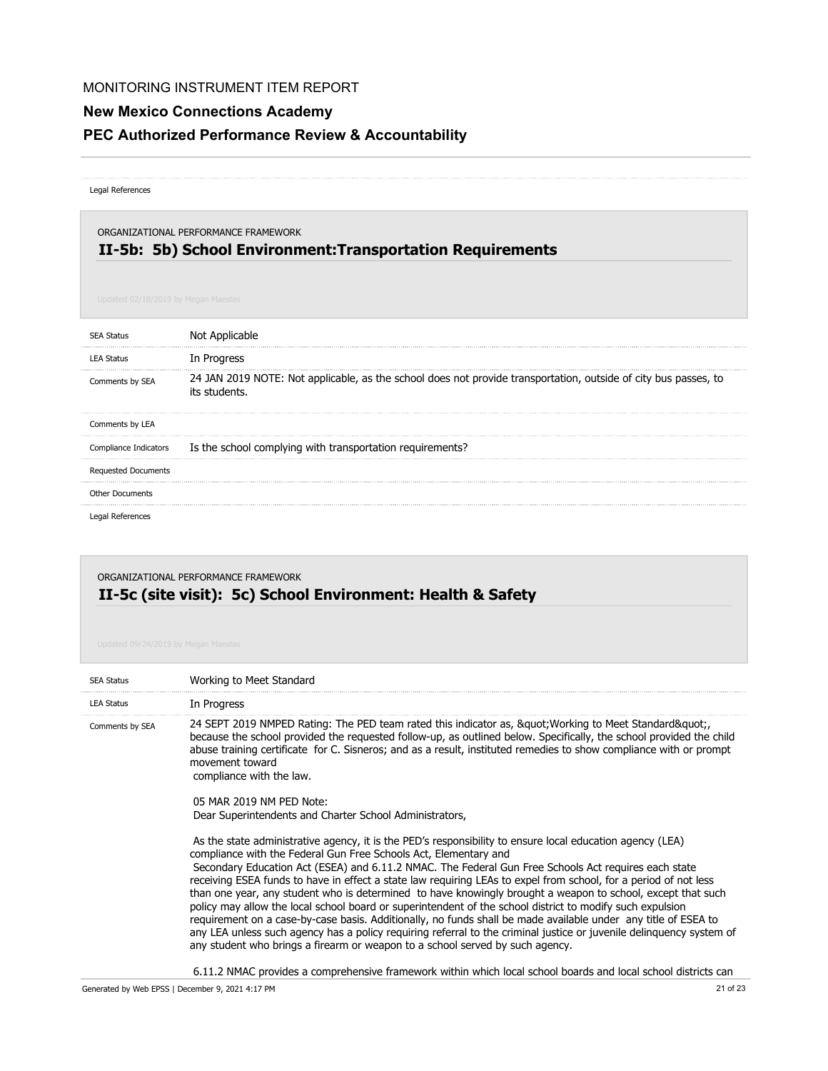Legal References

ORGANIZATIONAL PERFORMANCE FRAMEWORK

## II-5b: 5b) School Environment:Transportation Requirements

Updated 02/18/2019 by Megan Maestas

| | |
|---|---|
| SEA Status | Not Applicable |
| LEA Status | In Progress |
| Comments by SEA | 24 JAN 2019 NOTE: Not applicable, as the school does not provide transportation, outside of city bus passes, to its students. |
| Comments by LEA | |
| Compliance Indicators | Is the school complying with transportation requirements? |
| Requested Documents | |
| Other Documents | |
| Legal References | |

ORGANIZATIONAL PERFORMANCE FRAMEWORK

## II-5c (site visit): 5c) School Environment: Health & Safety

Updated 09/24/2019 by Megan Maestas

| | |
|---|---|
| SEA Status | Working to Meet Standard |
| LEA Status | In Progress |

Comments by SEA

24 SEPT 2019 NMPED Rating: The PED team rated this indicator as, &quot;Working to Meet Standard&quot;, because the school provided the requested follow-up, as outlined below. Specifically, the school provided the child abuse training certificate for C. Sisneros; and as a result, instituted remedies to show compliance with or prompt movement toward compliance with the law.

05 MAR 2019 NM PED Note:
Dear Superintendents and Charter School Administrators,

As the state administrative agency, it is the PED's responsibility to ensure local education agency (LEA) compliance with the Federal Gun Free Schools Act, Elementary and Secondary Education Act (ESEA) and 6.11.2 NMAC. The Federal Gun Free Schools Act requires each state receiving ESEA funds to have in effect a state law requiring LEAs to expel from school, for a period of not less than one year, any student who is determined to have knowingly brought a weapon to school, except that such policy may allow the local school board or superintendent of the school district to modify such expulsion requirement on a case-by-case basis. Additionally, no funds shall be made available under any title of ESEA to any LEA unless such agency has a policy requiring referral to the criminal justice or juvenile delinquency system of any student who brings a firearm or weapon to a school served by such agency.

6.11.2 NMAC provides a comprehensive framework within which local school boards and local school districts can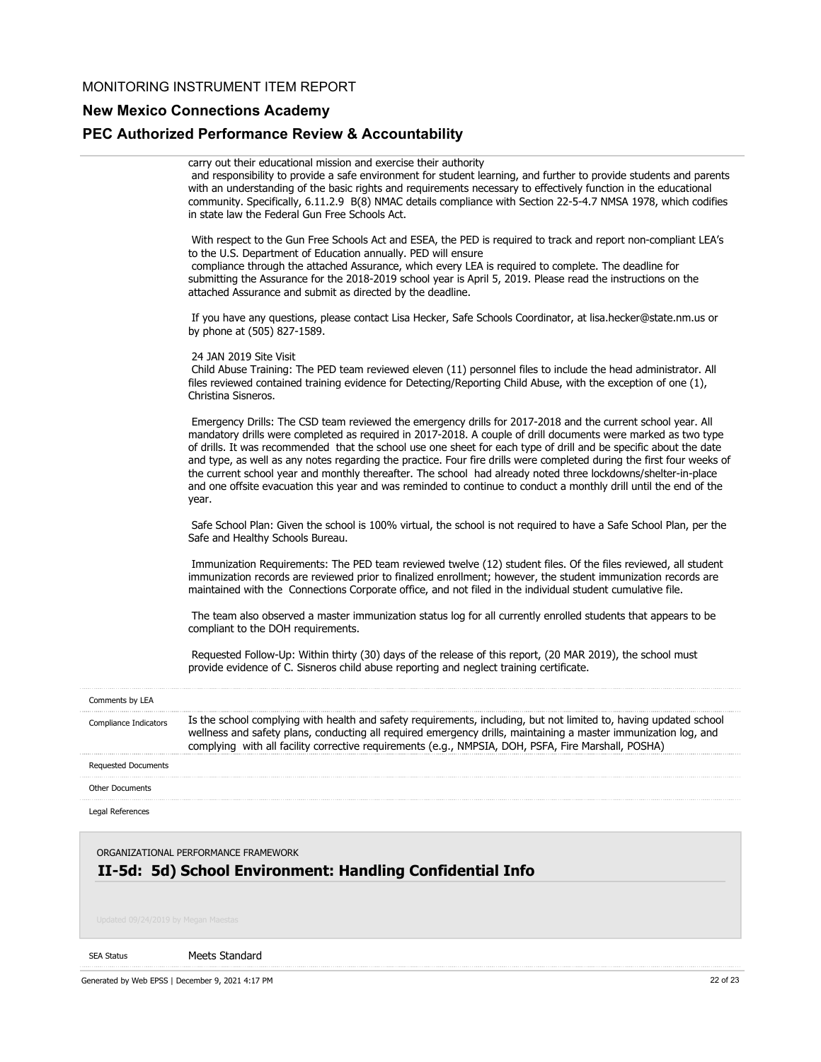carry out their educational mission and exercise their authority
and responsibility to provide a safe environment for student learning, and further to provide students and parents with an understanding of the basic rights and requirements necessary to effectively function in the educational community. Specifically, 6.11.2.9 B(8) NMAC details compliance with Section 22-5-4.7 NMSA 1978, which codifies in state law the Federal Gun Free Schools Act.

With respect to the Gun Free Schools Act and ESEA, the PED is required to track and report non-compliant LEA's to the U.S. Department of Education annually. PED will ensure
compliance through the attached Assurance, which every LEA is required to complete. The deadline for submitting the Assurance for the 2018-2019 school year is April 5, 2019. Please read the instructions on the attached Assurance and submit as directed by the deadline.

If you have any questions, please contact Lisa Hecker, Safe Schools Coordinator, at lisa.hecker@state.nm.us or by phone at (505) 827-1589.

24 JAN 2019 Site Visit
Child Abuse Training: The PED team reviewed eleven (11) personnel files to include the head administrator. All files reviewed contained training evidence for Detecting/Reporting Child Abuse, with the exception of one (1), Christina Sisneros.

Emergency Drills: The CSD team reviewed the emergency drills for 2017-2018 and the current school year. All mandatory drills were completed as required in 2017-2018. A couple of drill documents were marked as two type of drills. It was recommended that the school use one sheet for each type of drill and be specific about the date and type, as well as any notes regarding the practice. Four fire drills were completed during the first four weeks of the current school year and monthly thereafter. The school had already noted three lockdowns/shelter-in-place and one offsite evacuation this year and was reminded to continue to conduct a monthly drill until the end of the year.

Safe School Plan: Given the school is 100% virtual, the school is not required to have a Safe School Plan, per the Safe and Healthy Schools Bureau.

Immunization Requirements: The PED team reviewed twelve (12) student files. Of the files reviewed, all student immunization records are reviewed prior to finalized enrollment; however, the student immunization records are maintained with the Connections Corporate office, and not filed in the individual student cumulative file.

The team also observed a master immunization status log for all currently enrolled students that appears to be compliant to the DOH requirements.

Requested Follow-Up: Within thirty (30) days of the release of this report, (20 MAR 2019), the school must provide evidence of C. Sisneros child abuse reporting and neglect training certificate.

| | |
|---|---|
| Comments by LEA | |
| Compliance Indicators | Is the school complying with health and safety requirements, including, but not limited to, having updated school wellness and safety plans, conducting all required emergency drills, maintaining a master immunization log, and complying with all facility corrective requirements (e.g., NMPSIA, DOH, PSFA, Fire Marshall, POSHA) |
| Requested Documents | |
| Other Documents | |
| Legal References | |

ORGANIZATIONAL PERFORMANCE FRAMEWORK

## II-5d: 5d) School Environment: Handling Confidential Info

Updated 09/24/2019 by Megan Maestas

| | |
|---|---|
| SEA Status | Meets Standard |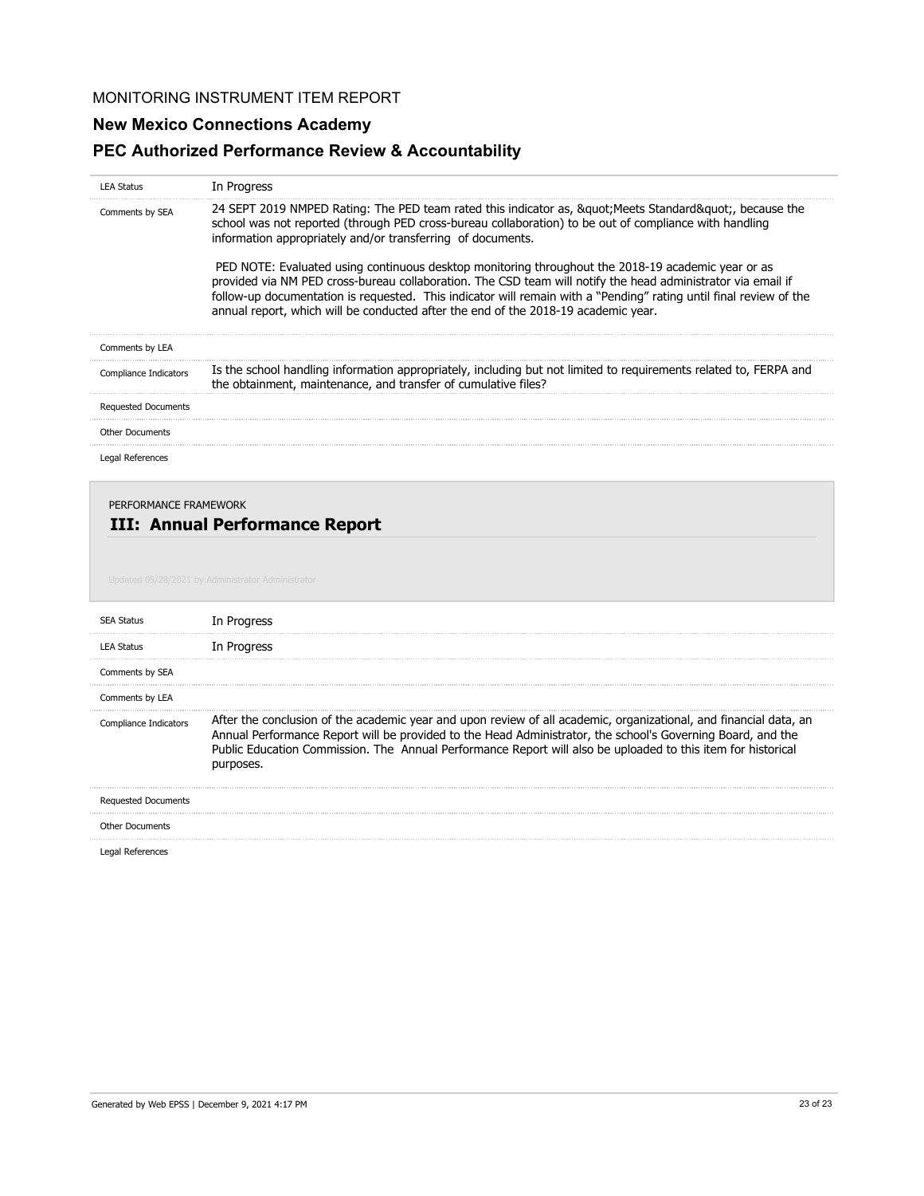MONITORING INSTRUMENT ITEM REPORT

## New Mexico Connections Academy

## PEC Authorized Performance Review & Accountability

| | |
|---|---|
| LEA Status | In Progress |
| Comments by SEA | 24 SEPT 2019 NMPED Rating: The PED team rated this indicator as, &quot;Meets Standard&quot;, because the school was not reported (through PED cross-bureau collaboration) to be out of compliance with handling information appropriately and/or transferring of documents.<br><br>PED NOTE: Evaluated using continuous desktop monitoring throughout the 2018-19 academic year or as provided via NM PED cross-bureau collaboration. The CSD team will notify the head administrator via email if follow-up documentation is requested. This indicator will remain with a "Pending" rating until final review of the annual report, which will be conducted after the end of the 2018-19 academic year. |
| Comments by LEA | |
| Compliance Indicators | Is the school handling information appropriately, including but not limited to requirements related to, FERPA and the obtainment, maintenance, and transfer of cumulative files? |
| Requested Documents | |
| Other Documents | |
| Legal References | |

PERFORMANCE FRAMEWORK

### III: Annual Performance Report

Updated 05/28/2021 by Administrator Administrator

| | |
|---|---|
| SEA Status | In Progress |
| LEA Status | In Progress |
| Comments by SEA | |
| Comments by LEA | |
| Compliance Indicators | After the conclusion of the academic year and upon review of all academic, organizational, and financial data, an Annual Performance Report will be provided to the Head Administrator, the school's Governing Board, and the Public Education Commission. The Annual Performance Report will also be uploaded to this item for historical purposes. |
| Requested Documents | |
| Other Documents | |
| Legal References | |

Generated by Web EPSS | December 9, 2021 4:17 PM